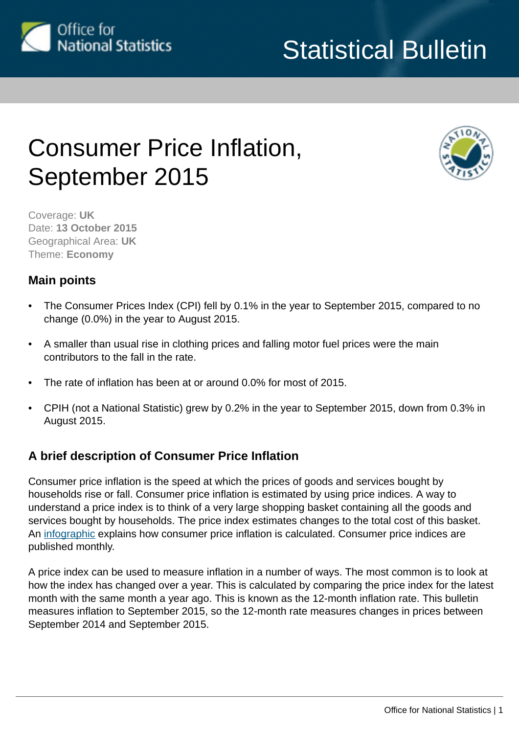# Consumer Price Inflation, September 2015

Coverage: **UK**
Date: **13 October 2015**
Geographical Area: **UK**
Theme: **Economy**

## Main points

- The Consumer Prices Index (CPI) fell by 0.1% in the year to September 2015, compared to no change (0.0%) in the year to August 2015.
- A smaller than usual rise in clothing prices and falling motor fuel prices were the main contributors to the fall in the rate.
- The rate of inflation has been at or around 0.0% for most of 2015.
- CPIH (not a National Statistic) grew by 0.2% in the year to September 2015, down from 0.3% in August 2015.

## A brief description of Consumer Price Inflation

Consumer price inflation is the speed at which the prices of goods and services bought by households rise or fall. Consumer price inflation is estimated by using price indices. A way to understand a price index is to think of a very large shopping basket containing all the goods and services bought by households. The price index estimates changes to the total cost of this basket. An infographic explains how consumer price inflation is calculated. Consumer price indices are published monthly.

A price index can be used to measure inflation in a number of ways. The most common is to look at how the index has changed over a year. This is calculated by comparing the price index for the latest month with the same month a year ago. This is known as the 12-month inflation rate. This bulletin measures inflation to September 2015, so the 12-month rate measures changes in prices between September 2014 and September 2015.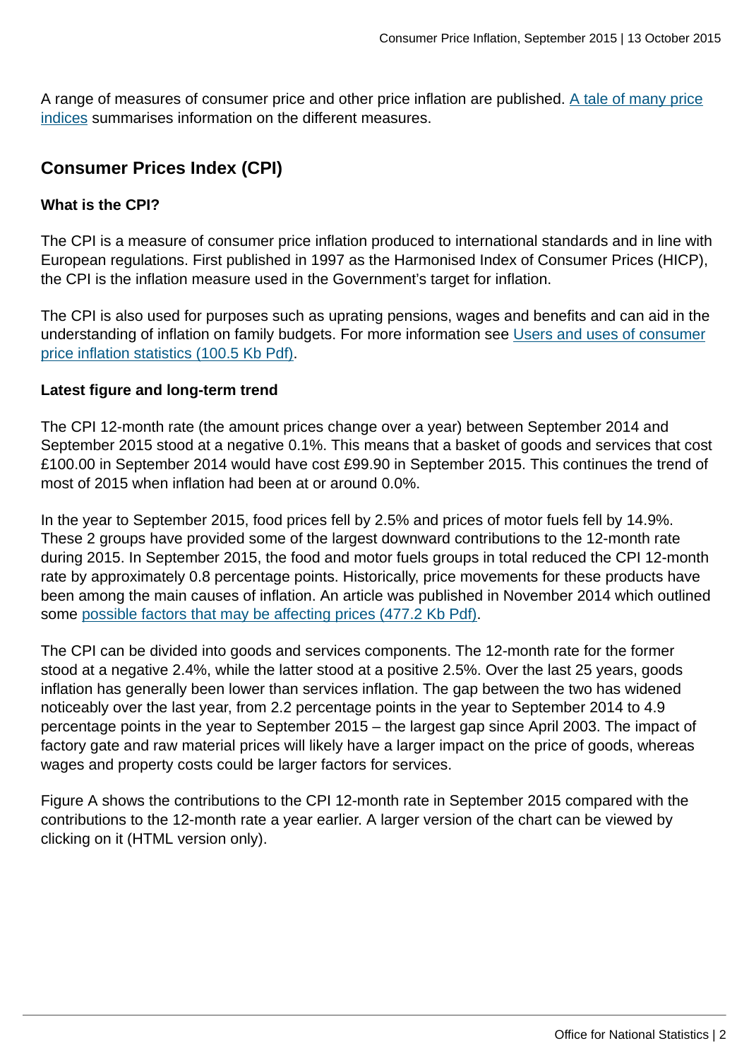A range of measures of consumer price and other price inflation are published. A tale of many price indices summarises information on the different measures.

## Consumer Prices Index (CPI)

### What is the CPI?

The CPI is a measure of consumer price inflation produced to international standards and in line with European regulations. First published in 1997 as the Harmonised Index of Consumer Prices (HICP), the CPI is the inflation measure used in the Government's target for inflation.

The CPI is also used for purposes such as uprating pensions, wages and benefits and can aid in the understanding of inflation on family budgets. For more information see Users and uses of consumer price inflation statistics (100.5 Kb Pdf).

### Latest figure and long-term trend

The CPI 12-month rate (the amount prices change over a year) between September 2014 and September 2015 stood at a negative 0.1%. This means that a basket of goods and services that cost £100.00 in September 2014 would have cost £99.90 in September 2015. This continues the trend of most of 2015 when inflation had been at or around 0.0%.

In the year to September 2015, food prices fell by 2.5% and prices of motor fuels fell by 14.9%. These 2 groups have provided some of the largest downward contributions to the 12-month rate during 2015. In September 2015, the food and motor fuels groups in total reduced the CPI 12-month rate by approximately 0.8 percentage points. Historically, price movements for these products have been among the main causes of inflation. An article was published in November 2014 which outlined some possible factors that may be affecting prices (477.2 Kb Pdf).

The CPI can be divided into goods and services components. The 12-month rate for the former stood at a negative 2.4%, while the latter stood at a positive 2.5%. Over the last 25 years, goods inflation has generally been lower than services inflation. The gap between the two has widened noticeably over the last year, from 2.2 percentage points in the year to September 2014 to 4.9 percentage points in the year to September 2015 – the largest gap since April 2003. The impact of factory gate and raw material prices will likely have a larger impact on the price of goods, whereas wages and property costs could be larger factors for services.

Figure A shows the contributions to the CPI 12-month rate in September 2015 compared with the contributions to the 12-month rate a year earlier. A larger version of the chart can be viewed by clicking on it (HTML version only).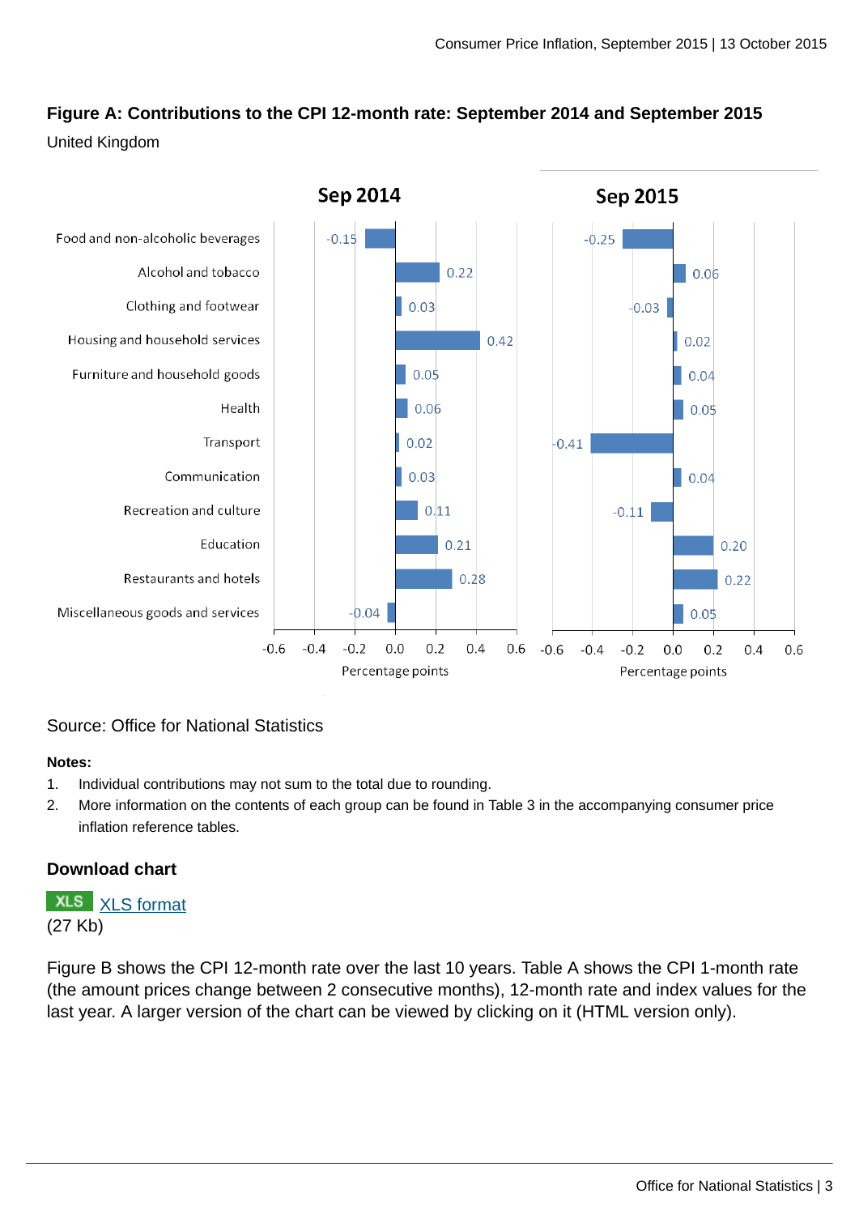**Figure A: Contributions to the CPI 12-month rate: September 2014 and September 2015**

United Kingdom

| | Sep 2014 | Sep 2015 |
|---|---|---|
| Food and non-alcoholic beverages | -0.15 | -0.25 |
| Alcohol and tobacco | 0.22 | 0.06 |
| Clothing and footwear | 0.03 | -0.03 |
| Housing and household services | 0.42 | 0.02 |
| Furniture and household goods | 0.05 | 0.04 |
| Health | 0.06 | 0.05 |
| Transport | 0.02 | -0.41 |
| Communication | 0.03 | 0.04 |
| Recreation and culture | 0.11 | -0.11 |
| Education | 0.21 | 0.20 |
| Restaurants and hotels | 0.28 | 0.22 |
| Miscellaneous goods and services | -0.04 | 0.05 |

Percentage points

Source: Office for National Statistics

**Notes:**

1. Individual contributions may not sum to the total due to rounding.
2. More information on the contents of each group can be found in Table 3 in the accompanying consumer price inflation reference tables.

### Download chart

XLS XLS format
(27 Kb)

Figure B shows the CPI 12-month rate over the last 10 years. Table A shows the CPI 1-month rate (the amount prices change between 2 consecutive months), 12-month rate and index values for the last year. A larger version of the chart can be viewed by clicking on it (HTML version only).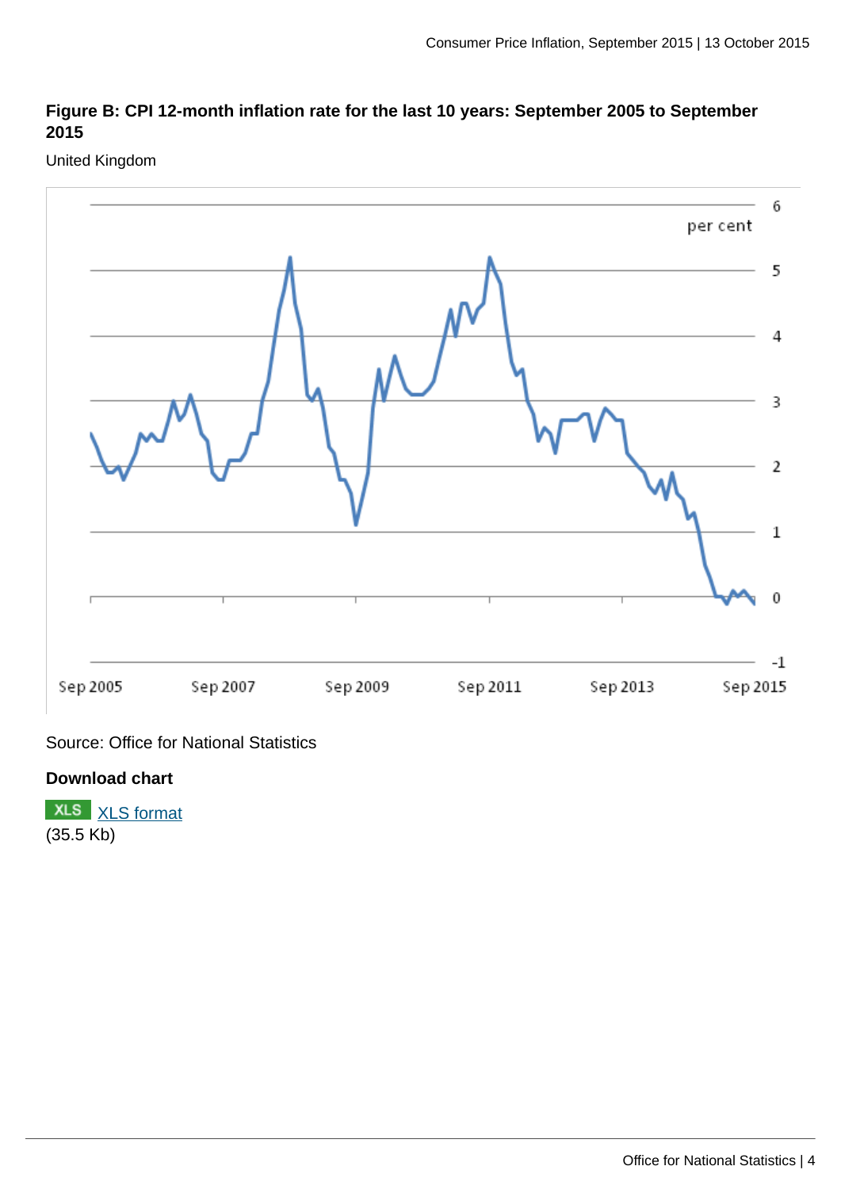**Figure B: CPI 12-month inflation rate for the last 10 years: September 2005 to September 2015**

United Kingdom

per cent

Source: Office for National Statistics

**Download chart**

XLS [XLS format](XLS format)
(35.5 Kb)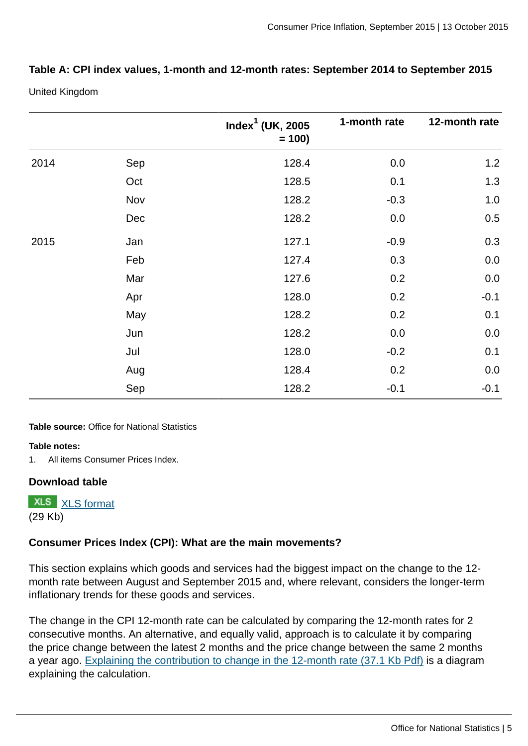**Table A: CPI index values, 1-month and 12-month rates: September 2014 to September 2015**

United Kingdom

| | | Index[1] (UK, 2005 = 100) | 1-month rate | 12-month rate |
|---|---|---|---|---|
| 2014 | Sep | 128.4 | 0.0 | 1.2 |
| | Oct | 128.5 | 0.1 | 1.3 |
| | Nov | 128.2 | -0.3 | 1.0 |
| | Dec | 128.2 | 0.0 | 0.5 |
| 2015 | Jan | 127.1 | -0.9 | 0.3 |
| | Feb | 127.4 | 0.3 | 0.0 |
| | Mar | 127.6 | 0.2 | 0.0 |
| | Apr | 128.0 | 0.2 | -0.1 |
| | May | 128.2 | 0.2 | 0.1 |
| | Jun | 128.2 | 0.0 | 0.0 |
| | Jul | 128.0 | -0.2 | 0.1 |
| | Aug | 128.4 | 0.2 | 0.0 |
| | Sep | 128.2 | -0.1 | -0.1 |

**Table source:** Office for National Statistics

**Table notes:**

1. All items Consumer Prices Index.

**Download table**

XLS [XLS format](#)
(29 Kb)

**Consumer Prices Index (CPI): What are the main movements?**

This section explains which goods and services had the biggest impact on the change to the 12-month rate between August and September 2015 and, where relevant, considers the longer-term inflationary trends for these goods and services.

The change in the CPI 12-month rate can be calculated by comparing the 12-month rates for 2 consecutive months. An alternative, and equally valid, approach is to calculate it by comparing the price change between the latest 2 months and the price change between the same 2 months a year ago. [Explaining the contribution to change in the 12-month rate (37.1 Kb Pdf)](#) is a diagram explaining the calculation.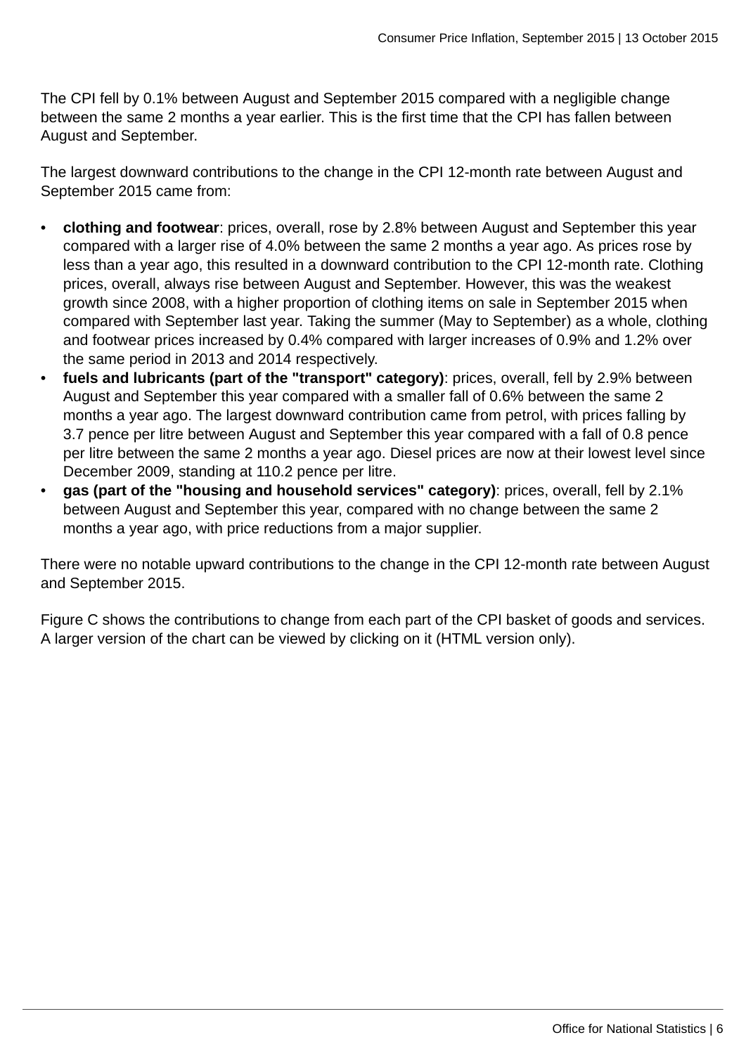The CPI fell by 0.1% between August and September 2015 compared with a negligible change between the same 2 months a year earlier. This is the first time that the CPI has fallen between August and September.

The largest downward contributions to the change in the CPI 12-month rate between August and September 2015 came from:

- **clothing and footwear**: prices, overall, rose by 2.8% between August and September this year compared with a larger rise of 4.0% between the same 2 months a year ago. As prices rose by less than a year ago, this resulted in a downward contribution to the CPI 12-month rate. Clothing prices, overall, always rise between August and September. However, this was the weakest growth since 2008, with a higher proportion of clothing items on sale in September 2015 when compared with September last year. Taking the summer (May to September) as a whole, clothing and footwear prices increased by 0.4% compared with larger increases of 0.9% and 1.2% over the same period in 2013 and 2014 respectively.
- **fuels and lubricants (part of the "transport" category)**: prices, overall, fell by 2.9% between August and September this year compared with a smaller fall of 0.6% between the same 2 months a year ago. The largest downward contribution came from petrol, with prices falling by 3.7 pence per litre between August and September this year compared with a fall of 0.8 pence per litre between the same 2 months a year ago. Diesel prices are now at their lowest level since December 2009, standing at 110.2 pence per litre.
- **gas (part of the "housing and household services" category)**: prices, overall, fell by 2.1% between August and September this year, compared with no change between the same 2 months a year ago, with price reductions from a major supplier.

There were no notable upward contributions to the change in the CPI 12-month rate between August and September 2015.

Figure C shows the contributions to change from each part of the CPI basket of goods and services. A larger version of the chart can be viewed by clicking on it (HTML version only).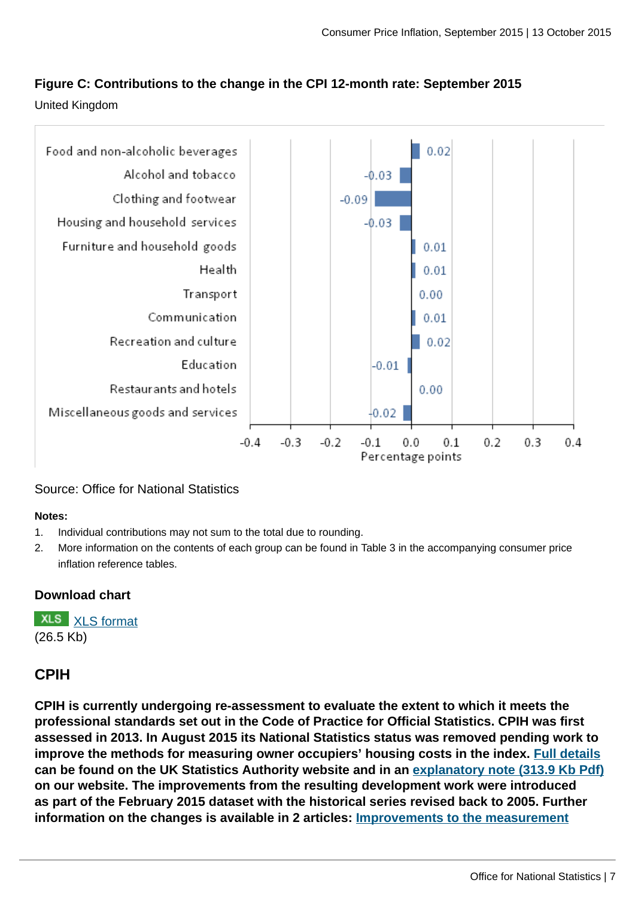**Figure C: Contributions to the change in the CPI 12-month rate: September 2015**

United Kingdom

| Category | Percentage points |
|---|---|
| Food and non-alcoholic beverages | 0.02 |
| Alcohol and tobacco | -0.03 |
| Clothing and footwear | -0.09 |
| Housing and household services | -0.03 |
| Furniture and household goods | 0.01 |
| Health | 0.01 |
| Transport | 0.00 |
| Communication | 0.01 |
| Recreation and culture | 0.02 |
| Education | -0.01 |
| Restaurants and hotels | 0.00 |
| Miscellaneous goods and services | -0.02 |

Source: Office for National Statistics

**Notes:**

1. Individual contributions may not sum to the total due to rounding.
2. More information on the contents of each group can be found in Table 3 in the accompanying consumer price inflation reference tables.

**Download chart**

XLS format (26.5 Kb)

## CPIH

**CPIH is currently undergoing re-assessment to evaluate the extent to which it meets the professional standards set out in the Code of Practice for Official Statistics. CPIH was first assessed in 2013. In August 2015 its National Statistics status was removed pending work to improve the methods for measuring owner occupiers' housing costs in the index. Full details can be found on the UK Statistics Authority website and in an explanatory note (313.9 Kb Pdf) on our website. The improvements from the resulting development work were introduced as part of the February 2015 dataset with the historical series revised back to 2005. Further information on the changes is available in 2 articles: Improvements to the measurement**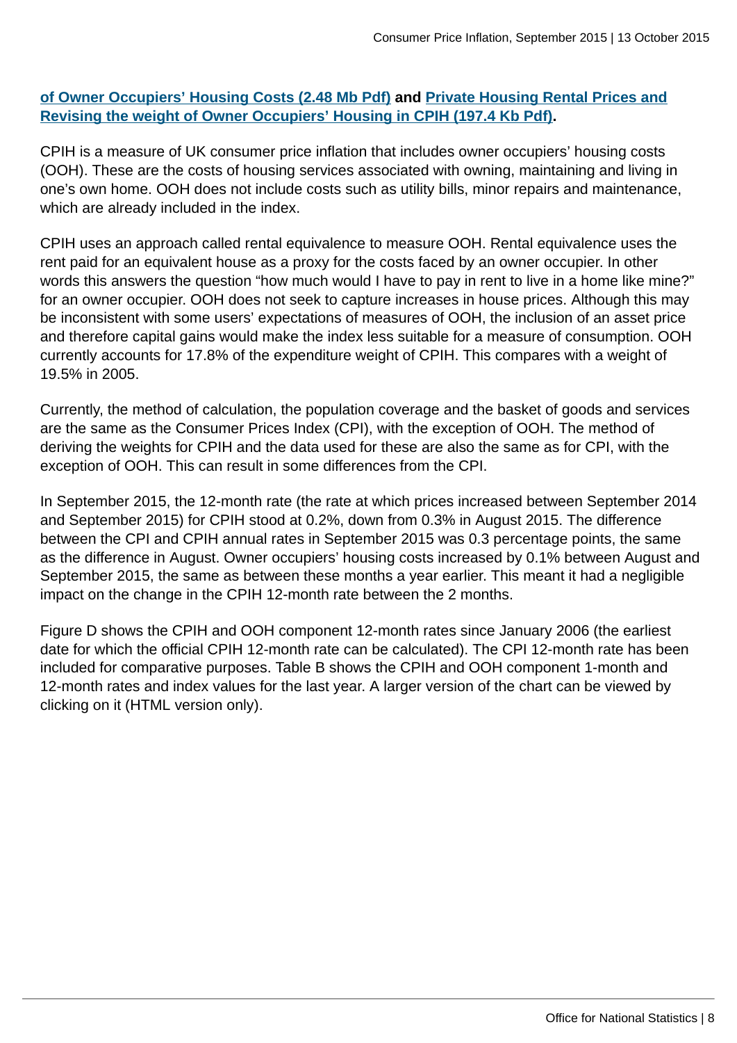**[of Owner Occupiers' Housing Costs (2.48 Mb Pdf)](#) and [Private Housing Rental Prices and Revising the weight of Owner Occupiers' Housing in CPIH (197.4 Kb Pdf)](#).**

CPIH is a measure of UK consumer price inflation that includes owner occupiers' housing costs (OOH). These are the costs of housing services associated with owning, maintaining and living in one's own home. OOH does not include costs such as utility bills, minor repairs and maintenance, which are already included in the index.

CPIH uses an approach called rental equivalence to measure OOH. Rental equivalence uses the rent paid for an equivalent house as a proxy for the costs faced by an owner occupier. In other words this answers the question "how much would I have to pay in rent to live in a home like mine?" for an owner occupier. OOH does not seek to capture increases in house prices. Although this may be inconsistent with some users' expectations of measures of OOH, the inclusion of an asset price and therefore capital gains would make the index less suitable for a measure of consumption. OOH currently accounts for 17.8% of the expenditure weight of CPIH. This compares with a weight of 19.5% in 2005.

Currently, the method of calculation, the population coverage and the basket of goods and services are the same as the Consumer Prices Index (CPI), with the exception of OOH. The method of deriving the weights for CPIH and the data used for these are also the same as for CPI, with the exception of OOH. This can result in some differences from the CPI.

In September 2015, the 12-month rate (the rate at which prices increased between September 2014 and September 2015) for CPIH stood at 0.2%, down from 0.3% in August 2015. The difference between the CPI and CPIH annual rates in September 2015 was 0.3 percentage points, the same as the difference in August. Owner occupiers' housing costs increased by 0.1% between August and September 2015, the same as between these months a year earlier. This meant it had a negligible impact on the change in the CPIH 12-month rate between the 2 months.

Figure D shows the CPIH and OOH component 12-month rates since January 2006 (the earliest date for which the official CPIH 12-month rate can be calculated). The CPI 12-month rate has been included for comparative purposes. Table B shows the CPIH and OOH component 1-month and 12-month rates and index values for the last year. A larger version of the chart can be viewed by clicking on it (HTML version only).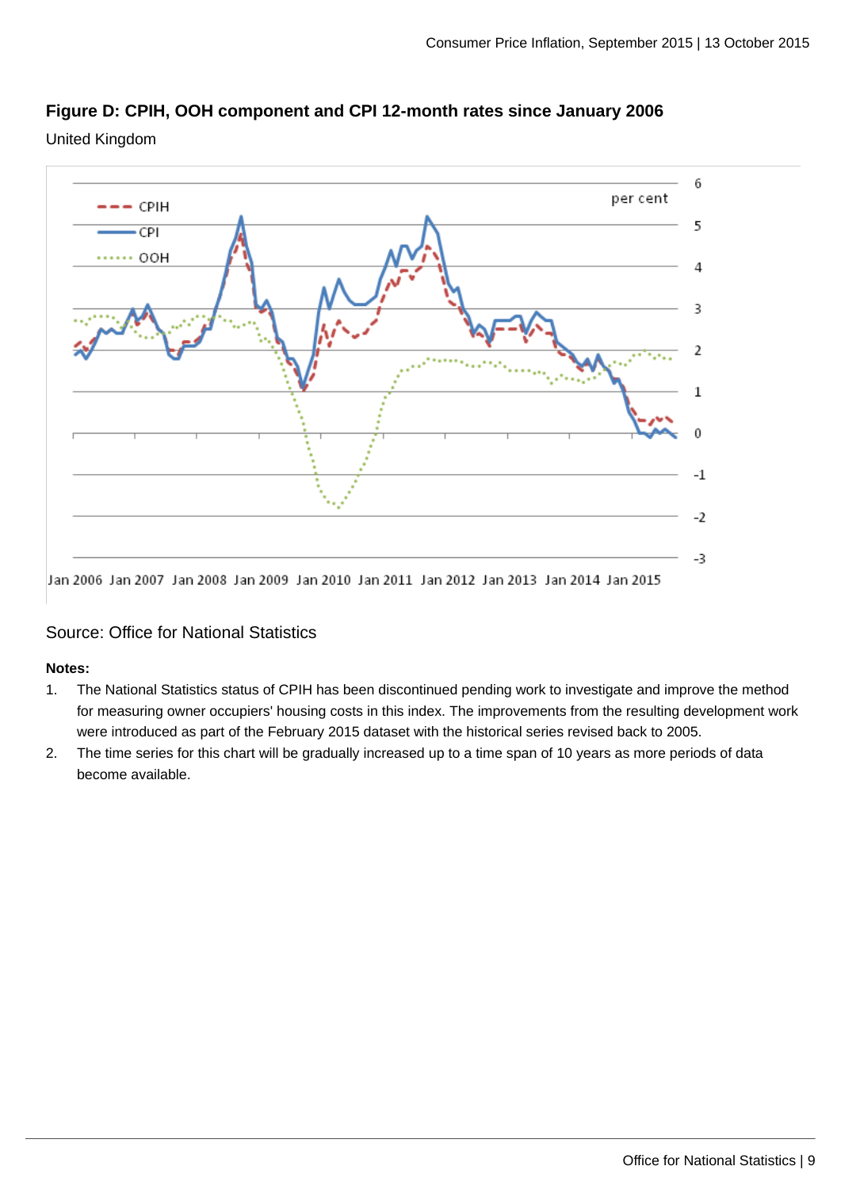### Figure D: CPIH, OOH component and CPI 12-month rates since January 2006

United Kingdom

Source: Office for National Statistics

**Notes:**

1. The National Statistics status of CPIH has been discontinued pending work to investigate and improve the method for measuring owner occupiers' housing costs in this index. The improvements from the resulting development work were introduced as part of the February 2015 dataset with the historical series revised back to 2005.
2. The time series for this chart will be gradually increased up to a time span of 10 years as more periods of data become available.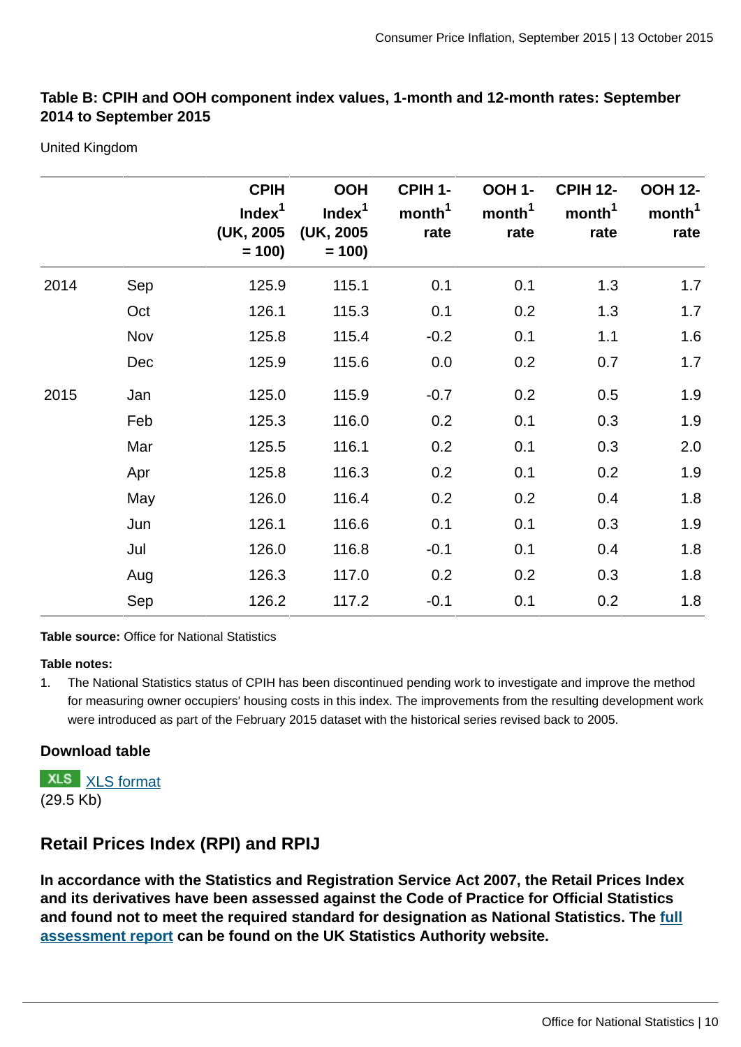### Table B: CPIH and OOH component index values, 1-month and 12-month rates: September 2014 to September 2015

United Kingdom

| | | CPIH Index[1] (UK, 2005 = 100) | OOH Index[1] (UK, 2005 = 100) | CPIH 1-month[1] rate | OOH 1-month[1] rate | CPIH 12-month[1] rate | OOH 12-month[1] rate |
|---|---|---|---|---|---|---|---|
| 2014 | Sep | 125.9 | 115.1 | 0.1 | 0.1 | 1.3 | 1.7 |
| | Oct | 126.1 | 115.3 | 0.1 | 0.2 | 1.3 | 1.7 |
| | Nov | 125.8 | 115.4 | -0.2 | 0.1 | 1.1 | 1.6 |
| | Dec | 125.9 | 115.6 | 0.0 | 0.2 | 0.7 | 1.7 |
| 2015 | Jan | 125.0 | 115.9 | -0.7 | 0.2 | 0.5 | 1.9 |
| | Feb | 125.3 | 116.0 | 0.2 | 0.1 | 0.3 | 1.9 |
| | Mar | 125.5 | 116.1 | 0.2 | 0.1 | 0.3 | 2.0 |
| | Apr | 125.8 | 116.3 | 0.2 | 0.1 | 0.2 | 1.9 |
| | May | 126.0 | 116.4 | 0.2 | 0.2 | 0.4 | 1.8 |
| | Jun | 126.1 | 116.6 | 0.1 | 0.1 | 0.3 | 1.9 |
| | Jul | 126.0 | 116.8 | -0.1 | 0.1 | 0.4 | 1.8 |
| | Aug | 126.3 | 117.0 | 0.2 | 0.2 | 0.3 | 1.8 |
| | Sep | 126.2 | 117.2 | -0.1 | 0.1 | 0.2 | 1.8 |

**Table source:** Office for National Statistics

**Table notes:**

1. The National Statistics status of CPIH has been discontinued pending work to investigate and improve the method for measuring owner occupiers' housing costs in this index. The improvements from the resulting development work were introduced as part of the February 2015 dataset with the historical series revised back to 2005.

**Download table**

XLS [XLS format](XLS format)
(29.5 Kb)

## Retail Prices Index (RPI) and RPIJ

**In accordance with the Statistics and Registration Service Act 2007, the Retail Prices Index and its derivatives have been assessed against the Code of Practice for Official Statistics and found not to meet the required standard for designation as National Statistics. The full assessment report can be found on the UK Statistics Authority website.**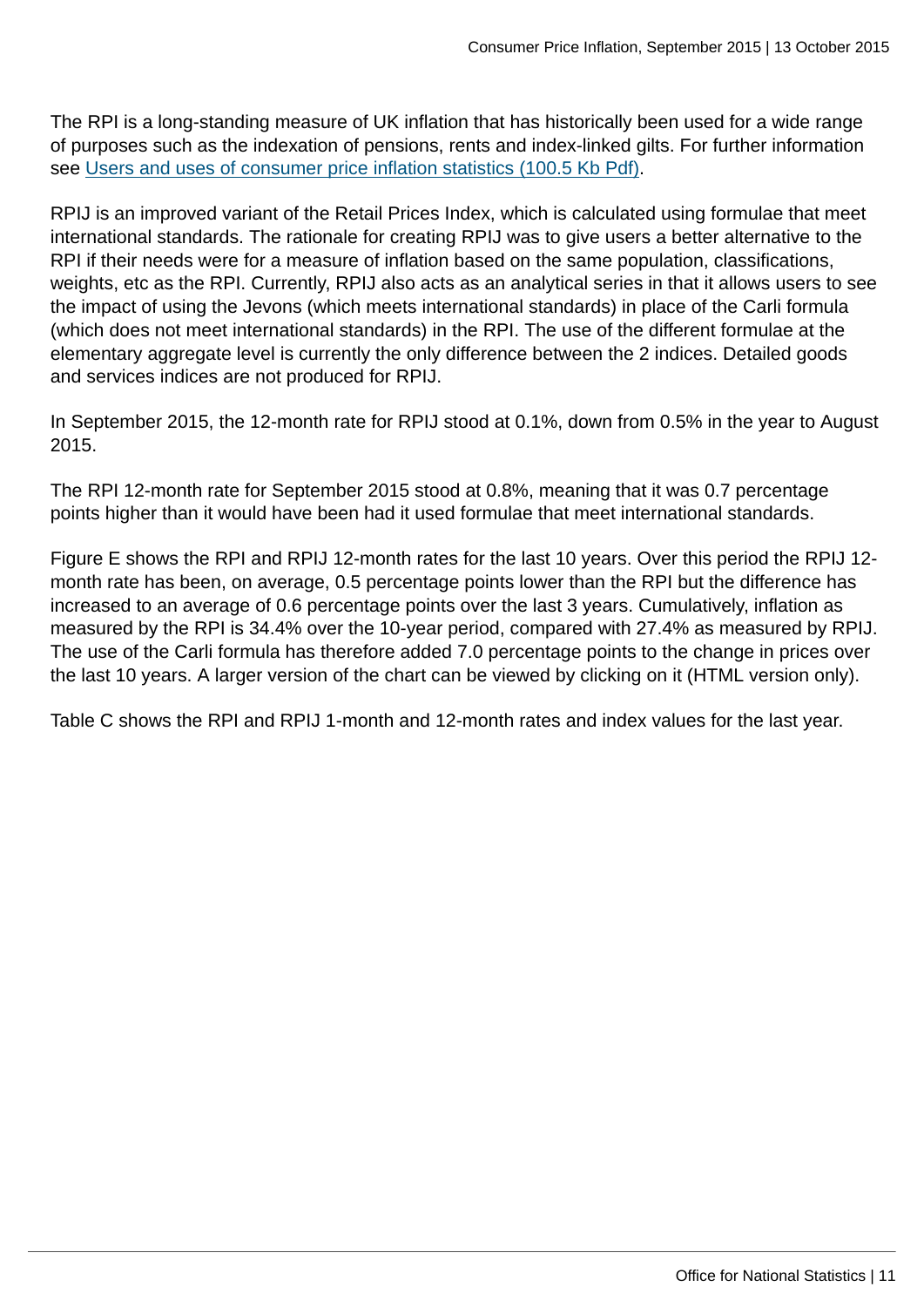The RPI is a long-standing measure of UK inflation that has historically been used for a wide range of purposes such as the indexation of pensions, rents and index-linked gilts. For further information see [Users and uses of consumer price inflation statistics (100.5 Kb Pdf)](#).

RPIJ is an improved variant of the Retail Prices Index, which is calculated using formulae that meet international standards. The rationale for creating RPIJ was to give users a better alternative to the RPI if their needs were for a measure of inflation based on the same population, classifications, weights, etc as the RPI. Currently, RPIJ also acts as an analytical series in that it allows users to see the impact of using the Jevons (which meets international standards) in place of the Carli formula (which does not meet international standards) in the RPI. The use of the different formulae at the elementary aggregate level is currently the only difference between the 2 indices. Detailed goods and services indices are not produced for RPIJ.

In September 2015, the 12-month rate for RPIJ stood at 0.1%, down from 0.5% in the year to August 2015.

The RPI 12-month rate for September 2015 stood at 0.8%, meaning that it was 0.7 percentage points higher than it would have been had it used formulae that meet international standards.

Figure E shows the RPI and RPIJ 12-month rates for the last 10 years. Over this period the RPIJ 12-month rate has been, on average, 0.5 percentage points lower than the RPI but the difference has increased to an average of 0.6 percentage points over the last 3 years. Cumulatively, inflation as measured by the RPI is 34.4% over the 10-year period, compared with 27.4% as measured by RPIJ. The use of the Carli formula has therefore added 7.0 percentage points to the change in prices over the last 10 years. A larger version of the chart can be viewed by clicking on it (HTML version only).

Table C shows the RPI and RPIJ 1-month and 12-month rates and index values for the last year.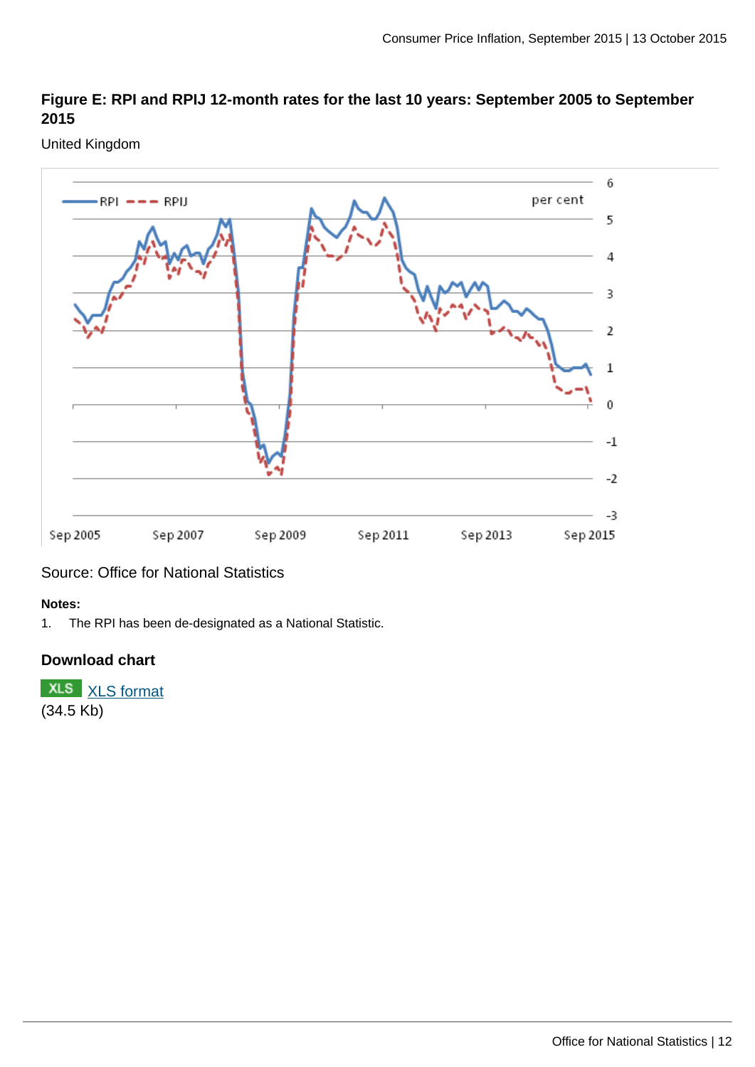### Figure E: RPI and RPIJ 12-month rates for the last 10 years: September 2005 to September 2015

United Kingdom

Source: Office for National Statistics

**Notes:**

1. The RPI has been de-designated as a National Statistic.

### Download chart

XLS XLS format
(34.5 Kb)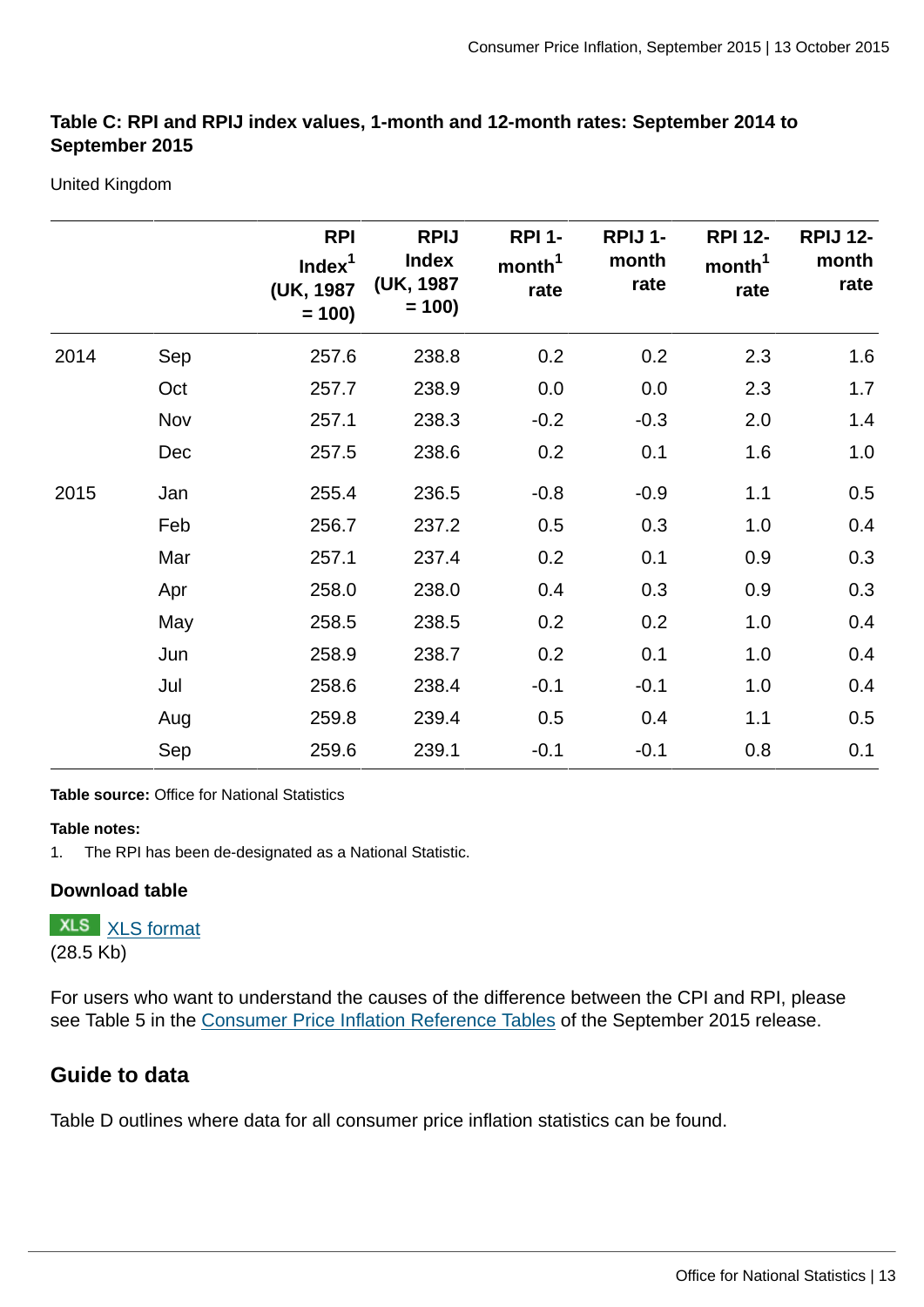**Table C: RPI and RPIJ index values, 1-month and 12-month rates: September 2014 to September 2015**

United Kingdom

| | | RPI Index[1] (UK, 1987 = 100) | RPIJ Index (UK, 1987 = 100) | RPI 1-month[1] rate | RPIJ 1-month rate | RPI 12-month[1] rate | RPIJ 12-month rate |
|---|---|---|---|---|---|---|---|
| 2014 | Sep | 257.6 | 238.8 | 0.2 | 0.2 | 2.3 | 1.6 |
| | Oct | 257.7 | 238.9 | 0.0 | 0.0 | 2.3 | 1.7 |
| | Nov | 257.1 | 238.3 | -0.2 | -0.3 | 2.0 | 1.4 |
| | Dec | 257.5 | 238.6 | 0.2 | 0.1 | 1.6 | 1.0 |
| 2015 | Jan | 255.4 | 236.5 | -0.8 | -0.9 | 1.1 | 0.5 |
| | Feb | 256.7 | 237.2 | 0.5 | 0.3 | 1.0 | 0.4 |
| | Mar | 257.1 | 237.4 | 0.2 | 0.1 | 0.9 | 0.3 |
| | Apr | 258.0 | 238.0 | 0.4 | 0.3 | 0.9 | 0.3 |
| | May | 258.5 | 238.5 | 0.2 | 0.2 | 1.0 | 0.4 |
| | Jun | 258.9 | 238.7 | 0.2 | 0.1 | 1.0 | 0.4 |
| | Jul | 258.6 | 238.4 | -0.1 | -0.1 | 1.0 | 0.4 |
| | Aug | 259.8 | 239.4 | 0.5 | 0.4 | 1.1 | 0.5 |
| | Sep | 259.6 | 239.1 | -0.1 | -0.1 | 0.8 | 0.1 |

**Table source:** Office for National Statistics

**Table notes:**

1. The RPI has been de-designated as a National Statistic.

**Download table**

XLS [XLS format](#)
(28.5 Kb)

For users who want to understand the causes of the difference between the CPI and RPI, please see Table 5 in the Consumer Price Inflation Reference Tables of the September 2015 release.

## Guide to data

Table D outlines where data for all consumer price inflation statistics can be found.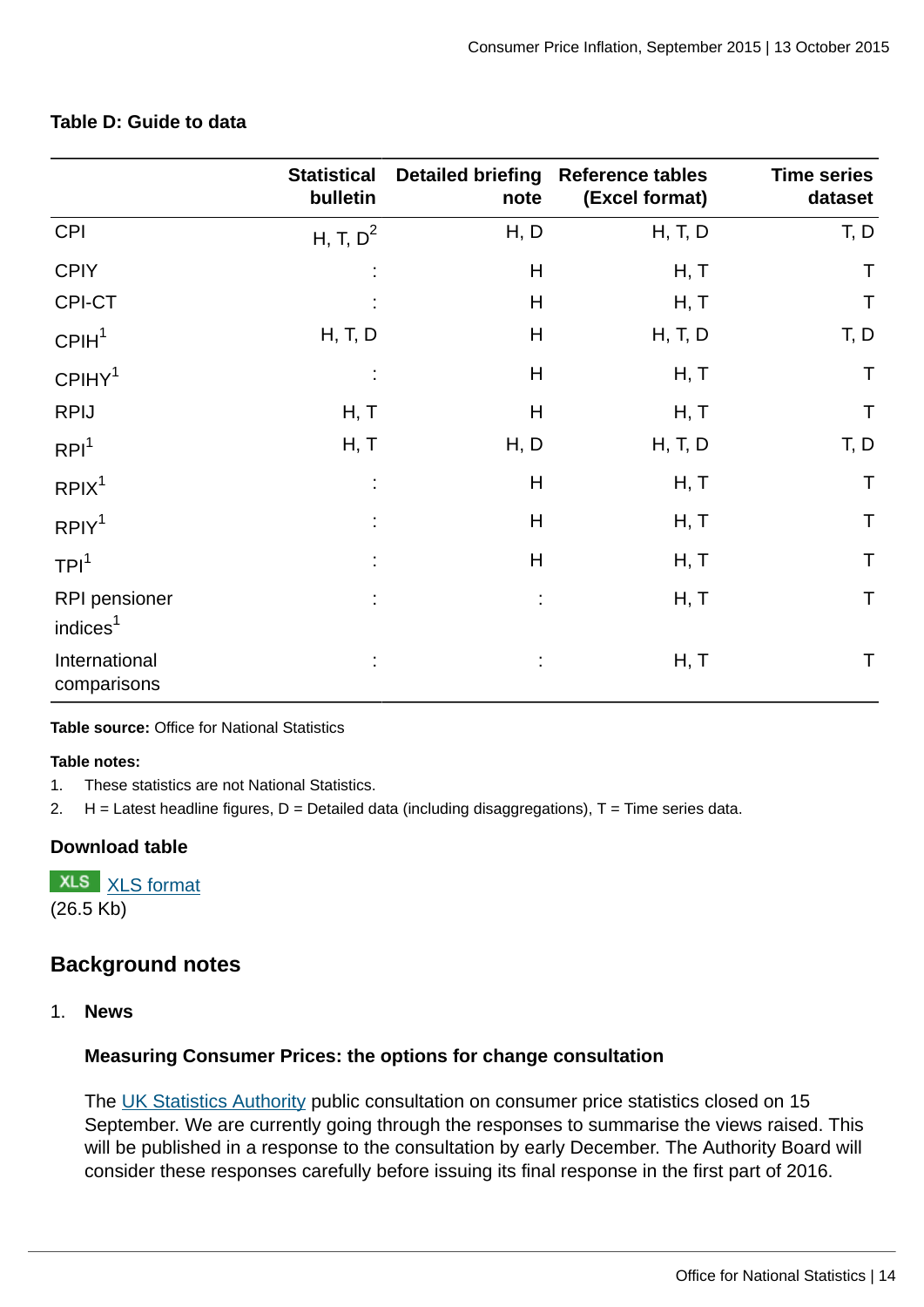**Table D: Guide to data**

| | Statistical bulletin | Detailed briefing note | Reference tables (Excel format) | Time series dataset |
|---|---|---|---|---|
| CPI | H, T, D[2] | H, D | H, T, D | T, D |
| CPIY | : | H | H, T | T |
| CPI-CT | : | H | H, T | T |
| CPIH[1] | H, T, D | H | H, T, D | T, D |
| CPIHY[1] | : | H | H, T | T |
| RPIJ | H, T | H | H, T | T |
| RPI[1] | H, T | H, D | H, T, D | T, D |
| RPIX[1] | : | H | H, T | T |
| RPIY[1] | : | H | H, T | T |
| TPI[1] | : | H | H, T | T |
| RPI pensioner indices[1] | : | : | H, T | T |
| International comparisons | : | : | H, T | T |

**Table source:** Office for National Statistics

**Table notes:**

1. These statistics are not National Statistics.
2. H = Latest headline figures, D = Detailed data (including disaggregations), T = Time series data.

**Download table**

XLS [XLS format](#)
(26.5 Kb)

## Background notes

1. **News**

   **Measuring Consumer Prices: the options for change consultation**

   The [UK Statistics Authority](#) public consultation on consumer price statistics closed on 15 September. We are currently going through the responses to summarise the views raised. This will be published in a response to the consultation by early December. The Authority Board will consider these responses carefully before issuing its final response in the first part of 2016.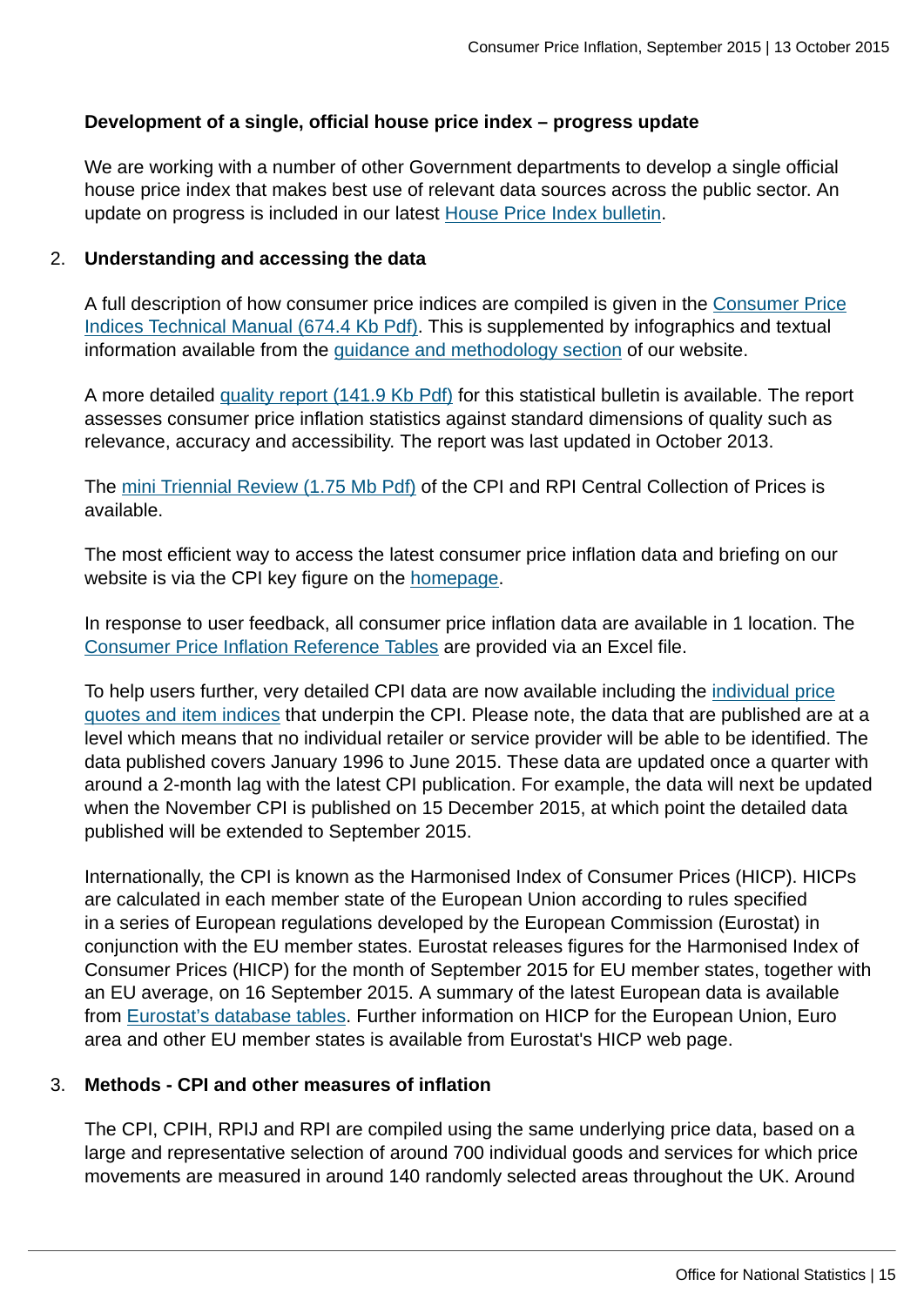**Development of a single, official house price index – progress update**

We are working with a number of other Government departments to develop a single official house price index that makes best use of relevant data sources across the public sector. An update on progress is included in our latest House Price Index bulletin.

2. **Understanding and accessing the data**

A full description of how consumer price indices are compiled is given in the Consumer Price Indices Technical Manual (674.4 Kb Pdf). This is supplemented by infographics and textual information available from the guidance and methodology section of our website.

A more detailed quality report (141.9 Kb Pdf) for this statistical bulletin is available. The report assesses consumer price inflation statistics against standard dimensions of quality such as relevance, accuracy and accessibility. The report was last updated in October 2013.

The mini Triennial Review (1.75 Mb Pdf) of the CPI and RPI Central Collection of Prices is available.

The most efficient way to access the latest consumer price inflation data and briefing on our website is via the CPI key figure on the homepage.

In response to user feedback, all consumer price inflation data are available in 1 location. The Consumer Price Inflation Reference Tables are provided via an Excel file.

To help users further, very detailed CPI data are now available including the individual price quotes and item indices that underpin the CPI. Please note, the data that are published are at a level which means that no individual retailer or service provider will be able to be identified. The data published covers January 1996 to June 2015. These data are updated once a quarter with around a 2-month lag with the latest CPI publication. For example, the data will next be updated when the November CPI is published on 15 December 2015, at which point the detailed data published will be extended to September 2015.

Internationally, the CPI is known as the Harmonised Index of Consumer Prices (HICP). HICPs are calculated in each member state of the European Union according to rules specified in a series of European regulations developed by the European Commission (Eurostat) in conjunction with the EU member states. Eurostat releases figures for the Harmonised Index of Consumer Prices (HICP) for the month of September 2015 for EU member states, together with an EU average, on 16 September 2015. A summary of the latest European data is available from Eurostat's database tables. Further information on HICP for the European Union, Euro area and other EU member states is available from Eurostat's HICP web page.

3. **Methods - CPI and other measures of inflation**

The CPI, CPIH, RPIJ and RPI are compiled using the same underlying price data, based on a large and representative selection of around 700 individual goods and services for which price movements are measured in around 140 randomly selected areas throughout the UK. Around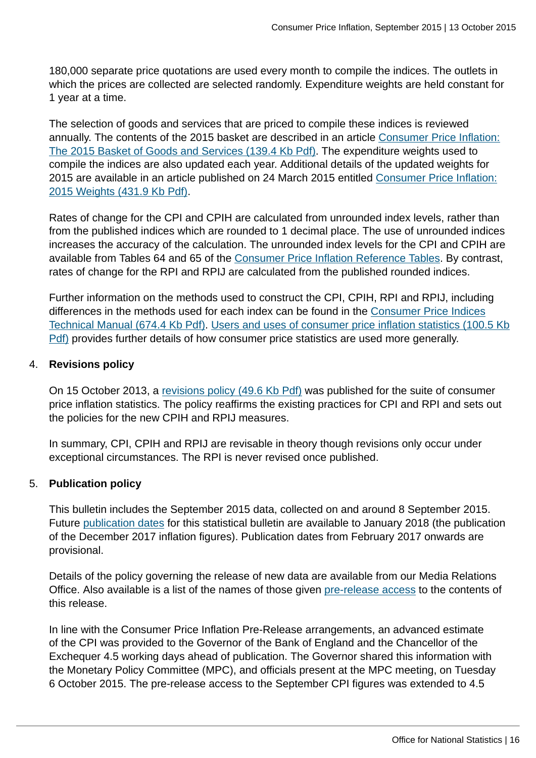180,000 separate price quotations are used every month to compile the indices. The outlets in which the prices are collected are selected randomly. Expenditure weights are held constant for 1 year at a time.

The selection of goods and services that are priced to compile these indices is reviewed annually. The contents of the 2015 basket are described in an article Consumer Price Inflation: The 2015 Basket of Goods and Services (139.4 Kb Pdf). The expenditure weights used to compile the indices are also updated each year. Additional details of the updated weights for 2015 are available in an article published on 24 March 2015 entitled Consumer Price Inflation: 2015 Weights (431.9 Kb Pdf).

Rates of change for the CPI and CPIH are calculated from unrounded index levels, rather than from the published indices which are rounded to 1 decimal place. The use of unrounded indices increases the accuracy of the calculation. The unrounded index levels for the CPI and CPIH are available from Tables 64 and 65 of the Consumer Price Inflation Reference Tables. By contrast, rates of change for the RPI and RPIJ are calculated from the published rounded indices.

Further information on the methods used to construct the CPI, CPIH, RPI and RPIJ, including differences in the methods used for each index can be found in the Consumer Price Indices Technical Manual (674.4 Kb Pdf). Users and uses of consumer price inflation statistics (100.5 Kb Pdf) provides further details of how consumer price statistics are used more generally.

4. **Revisions policy**

   On 15 October 2013, a revisions policy (49.6 Kb Pdf) was published for the suite of consumer price inflation statistics. The policy reaffirms the existing practices for CPI and RPI and sets out the policies for the new CPIH and RPIJ measures.

   In summary, CPI, CPIH and RPIJ are revisable in theory though revisions only occur under exceptional circumstances. The RPI is never revised once published.

5. **Publication policy**

   This bulletin includes the September 2015 data, collected on and around 8 September 2015. Future publication dates for this statistical bulletin are available to January 2018 (the publication of the December 2017 inflation figures). Publication dates from February 2017 onwards are provisional.

   Details of the policy governing the release of new data are available from our Media Relations Office. Also available is a list of the names of those given pre-release access to the contents of this release.

   In line with the Consumer Price Inflation Pre-Release arrangements, an advanced estimate of the CPI was provided to the Governor of the Bank of England and the Chancellor of the Exchequer 4.5 working days ahead of publication. The Governor shared this information with the Monetary Policy Committee (MPC), and officials present at the MPC meeting, on Tuesday 6 October 2015. The pre-release access to the September CPI figures was extended to 4.5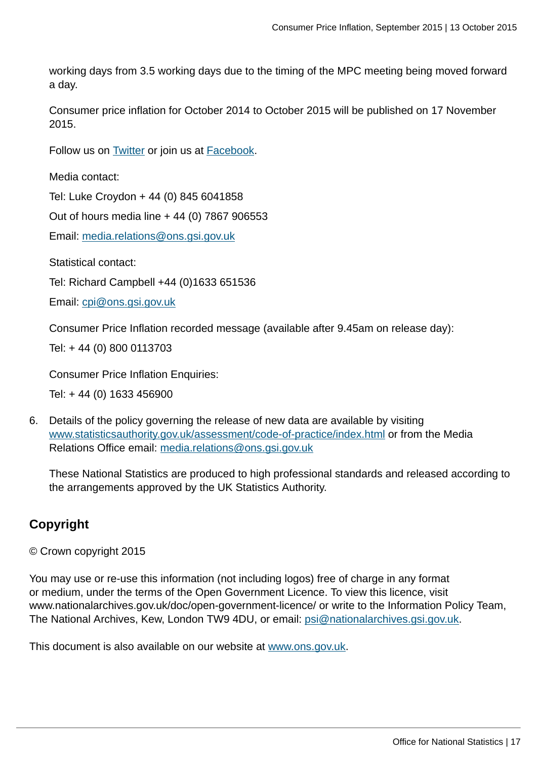working days from 3.5 working days due to the timing of the MPC meeting being moved forward a day.

Consumer price inflation for October 2014 to October 2015 will be published on 17 November 2015.

Follow us on [Twitter](#) or join us at [Facebook](#).

Media contact:

Tel: Luke Croydon + 44 (0) 845 6041858

Out of hours media line + 44 (0) 7867 906553

Email: media.relations@ons.gsi.gov.uk

Statistical contact:

Tel: Richard Campbell +44 (0)1633 651536

Email: cpi@ons.gsi.gov.uk

Consumer Price Inflation recorded message (available after 9.45am on release day):

Tel: + 44 (0) 800 0113703

Consumer Price Inflation Enquiries:

Tel: + 44 (0) 1633 456900

6. Details of the policy governing the release of new data are available by visiting www.statisticsauthority.gov.uk/assessment/code-of-practice/index.html or from the Media Relations Office email: media.relations@ons.gsi.gov.uk

   These National Statistics are produced to high professional standards and released according to the arrangements approved by the UK Statistics Authority.

## Copyright

© Crown copyright 2015

You may use or re-use this information (not including logos) free of charge in any format or medium, under the terms of the Open Government Licence. To view this licence, visit www.nationalarchives.gov.uk/doc/open-government-licence/ or write to the Information Policy Team, The National Archives, Kew, London TW9 4DU, or email: psi@nationalarchives.gsi.gov.uk.

This document is also available on our website at www.ons.gov.uk.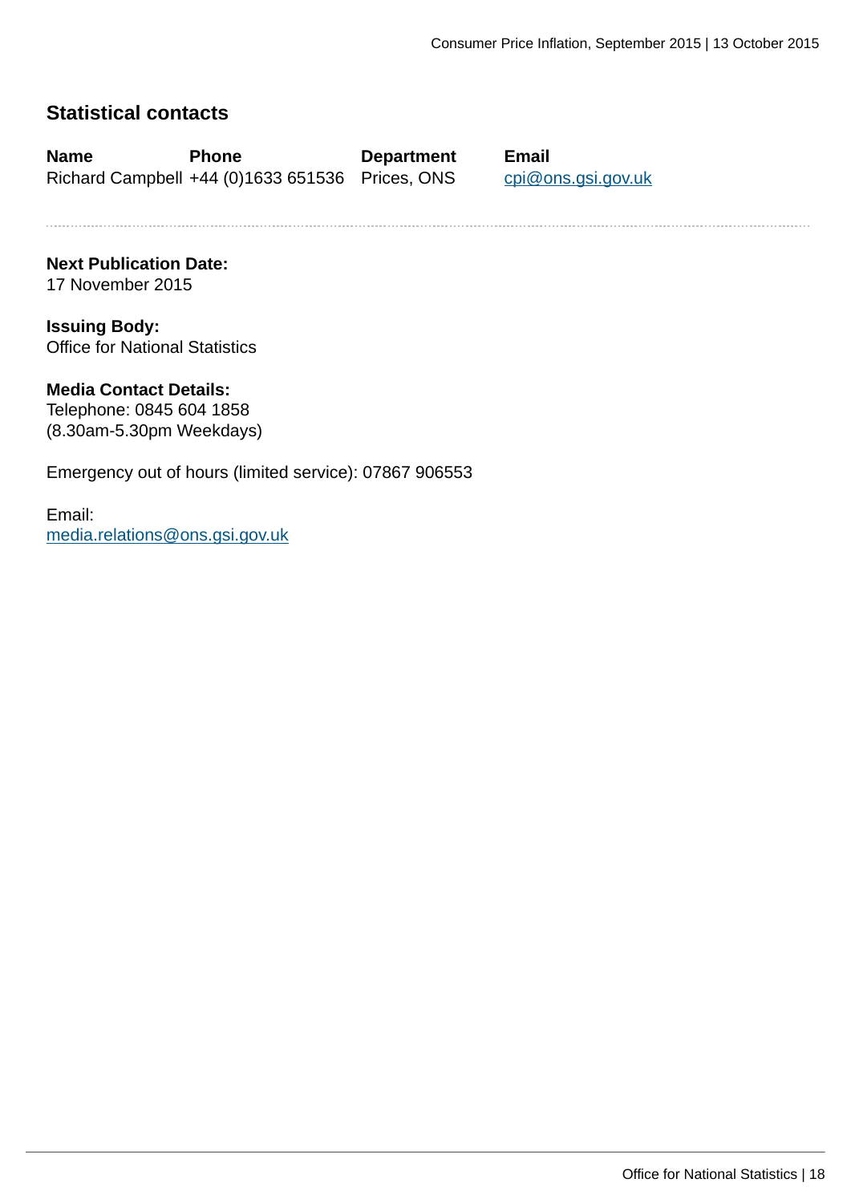## Statistical contacts

| Name | Phone | Department | Email |
|---|---|---|---|
| Richard Campbell | +44 (0)1633 651536 | Prices, ONS | cpi@ons.gsi.gov.uk |

**Next Publication Date:**
17 November 2015

**Issuing Body:**
Office for National Statistics

**Media Contact Details:**
Telephone: 0845 604 1858
(8.30am-5.30pm Weekdays)

Emergency out of hours (limited service): 07867 906553

Email:
media.relations@ons.gsi.gov.uk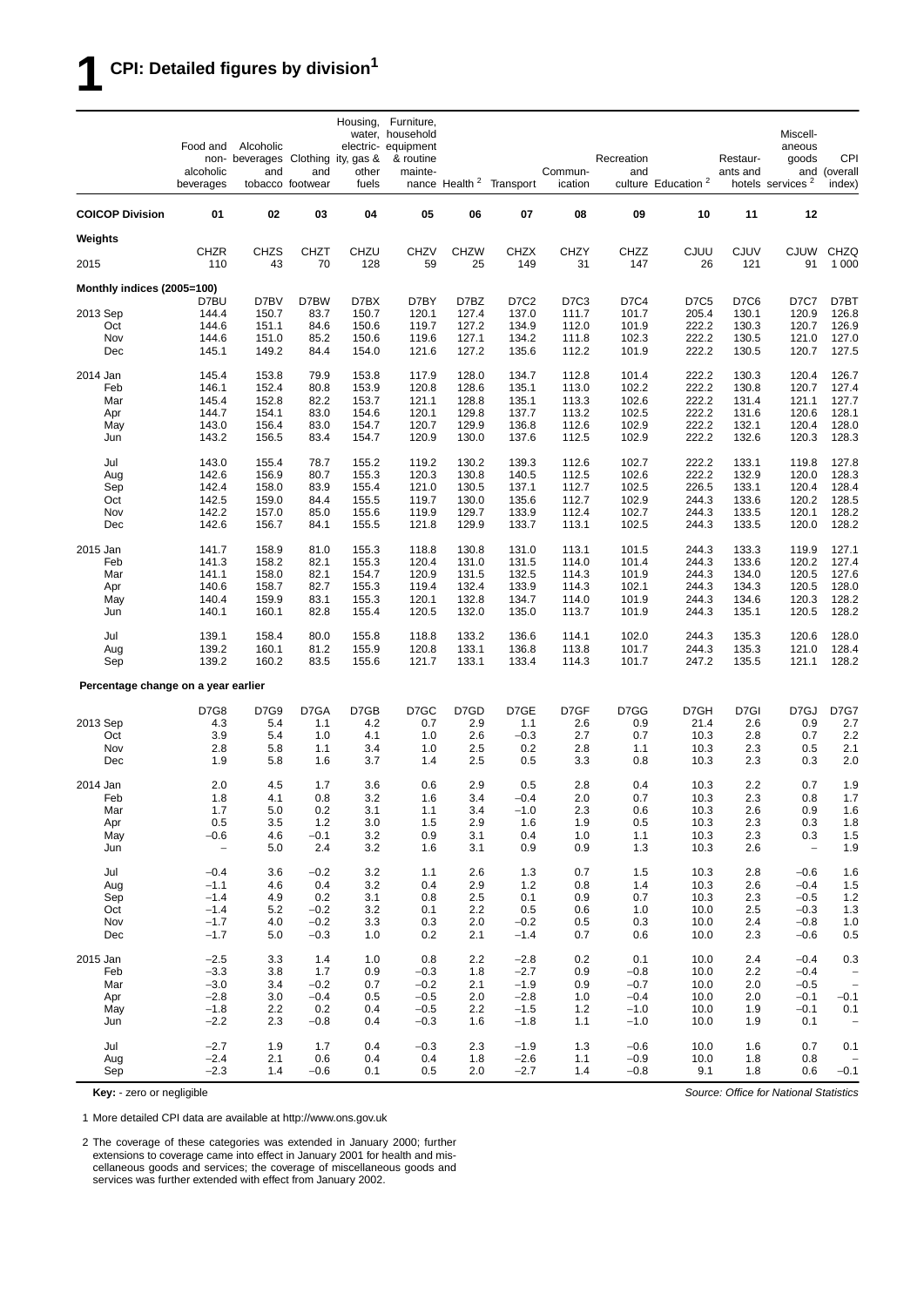# 1 CPI: Detailed figures by division[1]

| | Food and non-alcoholic beverages | Alcoholic beverages and tobacco | Clothing and footwear | Housing, water, electricity, gas & other fuels | Furniture, household equipment & routine maintenance | Health [2] | Transport | Communication | Recreation and culture | Education [2] | Restaurants and hotels | Miscellaneous goods and services [2] | CPI (overall index) |
|---|---|---|---|---|---|---|---|---|---|---|---|---|---|
| **COICOP Division** | **01** | **02** | **03** | **04** | **05** | **06** | **07** | **08** | **09** | **10** | **11** | **12** | |
| **Weights** | | | | | | | | | | | | | |
| | CHZR | CHZS | CHZT | CHZU | CHZV | CHZW | CHZX | CHZY | CHZZ | CJUU | CJUV | CJUW | CHZQ |
| 2015 | 110 | 43 | 70 | 128 | 59 | 25 | 149 | 31 | 147 | 26 | 121 | 91 | 1 000 |
| **Monthly indices (2005=100)** | | | | | | | | | | | | | |
| | D7BU | D7BV | D7BW | D7BX | D7BY | D7BZ | D7C2 | D7C3 | D7C4 | D7C5 | D7C6 | D7C7 | D7BT |
| 2013 Sep | 144.4 | 150.7 | 83.7 | 150.7 | 120.1 | 127.4 | 137.0 | 111.7 | 101.7 | 205.4 | 130.1 | 120.9 | 126.8 |
| Oct | 144.6 | 151.1 | 84.6 | 150.6 | 119.7 | 127.2 | 134.9 | 112.0 | 101.9 | 222.2 | 130.3 | 120.7 | 126.9 |
| Nov | 144.6 | 151.0 | 85.2 | 150.6 | 119.6 | 127.1 | 134.2 | 111.8 | 102.3 | 222.2 | 130.5 | 121.0 | 127.0 |
| Dec | 145.1 | 149.2 | 84.4 | 154.0 | 121.6 | 127.2 | 135.6 | 112.2 | 101.9 | 222.2 | 130.5 | 120.7 | 127.5 |
| 2014 Jan | 145.4 | 153.8 | 79.9 | 153.8 | 117.9 | 128.0 | 134.7 | 112.8 | 101.4 | 222.2 | 130.3 | 120.4 | 126.7 |
| Feb | 146.1 | 152.4 | 80.8 | 153.9 | 120.8 | 128.6 | 135.1 | 113.0 | 102.2 | 222.2 | 130.8 | 120.7 | 127.4 |
| Mar | 145.4 | 152.8 | 82.2 | 153.7 | 121.1 | 128.8 | 135.1 | 113.3 | 102.6 | 222.2 | 131.4 | 121.1 | 127.7 |
| Apr | 144.7 | 154.1 | 83.0 | 154.6 | 120.1 | 129.8 | 137.7 | 113.2 | 102.5 | 222.2 | 131.6 | 120.6 | 128.1 |
| May | 143.0 | 156.4 | 83.0 | 154.7 | 120.7 | 129.9 | 136.8 | 112.6 | 102.9 | 222.2 | 132.1 | 120.4 | 128.0 |
| Jun | 143.2 | 156.5 | 83.4 | 154.7 | 120.9 | 130.0 | 137.6 | 112.5 | 102.9 | 222.2 | 132.6 | 120.3 | 128.3 |
| Jul | 143.0 | 155.4 | 78.7 | 155.2 | 119.2 | 130.2 | 139.3 | 112.6 | 102.7 | 222.2 | 133.1 | 119.8 | 127.8 |
| Aug | 142.6 | 156.9 | 80.7 | 155.3 | 120.3 | 130.8 | 140.5 | 112.5 | 102.6 | 222.2 | 132.9 | 120.0 | 128.3 |
| Sep | 142.4 | 158.0 | 83.9 | 155.4 | 121.0 | 130.5 | 137.1 | 112.7 | 102.5 | 226.5 | 133.1 | 120.4 | 128.4 |
| Oct | 142.5 | 159.0 | 84.4 | 155.5 | 119.7 | 130.0 | 135.6 | 112.7 | 102.9 | 244.3 | 133.6 | 120.2 | 128.5 |
| Nov | 142.2 | 157.0 | 85.0 | 155.6 | 119.9 | 129.7 | 133.9 | 112.4 | 102.7 | 244.3 | 133.5 | 120.1 | 128.2 |
| Dec | 142.6 | 156.7 | 84.1 | 155.5 | 121.8 | 129.9 | 133.7 | 113.1 | 102.5 | 244.3 | 133.5 | 120.0 | 128.2 |
| 2015 Jan | 141.7 | 158.9 | 81.0 | 155.3 | 118.8 | 130.8 | 131.0 | 113.1 | 101.5 | 244.3 | 133.3 | 119.9 | 127.1 |
| Feb | 141.3 | 158.2 | 82.1 | 155.3 | 120.4 | 131.0 | 131.5 | 114.0 | 101.4 | 244.3 | 133.6 | 120.2 | 127.4 |
| Mar | 141.1 | 158.0 | 82.1 | 154.7 | 120.9 | 131.5 | 132.5 | 114.3 | 101.9 | 244.3 | 134.0 | 120.5 | 127.6 |
| Apr | 140.6 | 158.7 | 82.7 | 155.3 | 119.4 | 132.4 | 133.9 | 114.3 | 102.1 | 244.3 | 134.3 | 120.5 | 128.0 |
| May | 140.4 | 159.9 | 83.1 | 155.3 | 120.1 | 132.8 | 134.7 | 114.0 | 101.9 | 244.3 | 134.6 | 120.3 | 128.2 |
| Jun | 140.1 | 160.1 | 82.8 | 155.4 | 120.5 | 132.0 | 135.0 | 113.7 | 101.9 | 244.3 | 135.1 | 120.5 | 128.2 |
| Jul | 139.1 | 158.4 | 80.0 | 155.8 | 118.8 | 133.2 | 136.6 | 114.1 | 102.0 | 244.3 | 135.3 | 120.6 | 128.0 |
| Aug | 139.2 | 160.1 | 81.2 | 155.9 | 120.8 | 133.1 | 136.8 | 113.8 | 101.7 | 244.3 | 135.3 | 121.0 | 128.4 |
| Sep | 139.2 | 160.2 | 83.5 | 155.6 | 121.7 | 133.1 | 133.4 | 114.3 | 101.7 | 247.2 | 135.5 | 121.1 | 128.2 |
| **Percentage change on a year earlier** | | | | | | | | | | | | | |
| | D7G8 | D7G9 | D7GA | D7GB | D7GC | D7GD | D7GE | D7GF | D7GG | D7GH | D7GI | D7GJ | D7G7 |
| 2013 Sep | 4.3 | 5.4 | 1.1 | 4.2 | 0.7 | 2.9 | 1.1 | 2.6 | 0.9 | 21.4 | 2.6 | 0.9 | 2.7 |
| Oct | 3.9 | 5.4 | 1.0 | 4.1 | 1.0 | 2.6 | −0.3 | 2.7 | 0.7 | 10.3 | 2.8 | 0.7 | 2.2 |
| Nov | 2.8 | 5.8 | 1.1 | 3.4 | 1.0 | 2.5 | 0.2 | 2.8 | 1.1 | 10.3 | 2.3 | 0.5 | 2.1 |
| Dec | 1.9 | 5.8 | 1.6 | 3.7 | 1.4 | 2.5 | 0.5 | 3.3 | 0.8 | 10.3 | 2.3 | 0.3 | 2.0 |
| 2014 Jan | 2.0 | 4.5 | 1.7 | 3.6 | 0.6 | 2.9 | 0.5 | 2.8 | 0.4 | 10.3 | 2.2 | 0.7 | 1.9 |
| Feb | 1.8 | 4.1 | 0.8 | 3.2 | 1.6 | 3.4 | −0.4 | 2.0 | 0.7 | 10.3 | 2.3 | 0.8 | 1.7 |
| Mar | 1.7 | 5.0 | 0.2 | 3.1 | 1.1 | 3.4 | −1.0 | 2.3 | 0.6 | 10.3 | 2.6 | 0.9 | 1.6 |
| Apr | 0.5 | 3.5 | 1.2 | 3.0 | 1.5 | 2.9 | 1.6 | 1.9 | 0.5 | 10.3 | 2.3 | 0.3 | 1.8 |
| May | −0.6 | 4.6 | −0.1 | 3.2 | 0.9 | 3.1 | 0.4 | 1.0 | 1.1 | 10.3 | 2.3 | 0.3 | 1.5 |
| Jun | − | 5.0 | 2.4 | 3.2 | 1.6 | 3.1 | 0.9 | 0.9 | 1.3 | 10.3 | 2.6 | − | 1.9 |
| Jul | −0.4 | 3.6 | −0.2 | 3.2 | 1.1 | 2.6 | 1.3 | 0.7 | 1.5 | 10.3 | 2.8 | −0.6 | 1.6 |
| Aug | −1.1 | 4.6 | 0.4 | 3.2 | 0.4 | 2.9 | 1.2 | 0.8 | 1.4 | 10.3 | 2.6 | −0.4 | 1.5 |
| Sep | −1.4 | 4.9 | 0.2 | 3.1 | 0.8 | 2.5 | 0.1 | 0.9 | 0.7 | 10.3 | 2.3 | −0.5 | 1.2 |
| Oct | −1.4 | 5.2 | −0.2 | 3.2 | 0.1 | 2.2 | 0.5 | 0.6 | 1.0 | 10.0 | 2.5 | −0.3 | 1.3 |
| Nov | −1.7 | 4.0 | −0.2 | 3.3 | 0.3 | 2.0 | −0.2 | 0.5 | 0.3 | 10.0 | 2.4 | −0.8 | 1.0 |
| Dec | −1.7 | 5.0 | −0.3 | 1.0 | 0.2 | 2.1 | −1.4 | 0.7 | 0.6 | 10.0 | 2.3 | −0.6 | 0.5 |
| 2015 Jan | −2.5 | 3.3 | 1.4 | 1.0 | 0.8 | 2.2 | −2.8 | 0.2 | 0.1 | 10.0 | 2.4 | −0.4 | 0.3 |
| Feb | −3.3 | 3.8 | 1.7 | 0.9 | −0.3 | 1.8 | −2.7 | 0.9 | −0.8 | 10.0 | 2.2 | −0.4 | − |
| Mar | −3.0 | 3.4 | −0.2 | 0.7 | −0.2 | 2.1 | −1.9 | 0.9 | −0.7 | 10.0 | 2.0 | −0.5 | − |
| Apr | −2.8 | 3.0 | −0.4 | 0.5 | −0.5 | 2.0 | −2.8 | 1.0 | −0.4 | 10.0 | 2.0 | −0.1 | −0.1 |
| May | −1.8 | 2.2 | 0.2 | 0.4 | −0.5 | 2.2 | −1.5 | 1.2 | −1.0 | 10.0 | 1.9 | −0.1 | 0.1 |
| Jun | −2.2 | 2.3 | −0.8 | 0.4 | −0.3 | 1.6 | −1.8 | 1.1 | −1.0 | 10.0 | 1.9 | 0.1 | − |
| Jul | −2.7 | 1.9 | 1.7 | 0.4 | −0.3 | 2.3 | −1.9 | 1.3 | −0.6 | 10.0 | 1.6 | 0.7 | 0.1 |
| Aug | −2.4 | 2.1 | 0.6 | 0.4 | 0.4 | 1.8 | −2.6 | 1.1 | −0.9 | 10.0 | 1.8 | 0.8 | − |
| Sep | −2.3 | 1.4 | −0.6 | 0.1 | 0.5 | 2.0 | −2.7 | 1.4 | −0.8 | 9.1 | 1.8 | 0.6 | −0.1 |

**Key:** - zero or negligible

*Source: Office for National Statistics*

1 More detailed CPI data are available at http://www.ons.gov.uk

2 The coverage of these categories was extended in January 2000; further extensions to coverage came into effect in January 2001 for health and miscellaneous goods and services; the coverage of miscellaneous goods and services was further extended with effect from January 2002.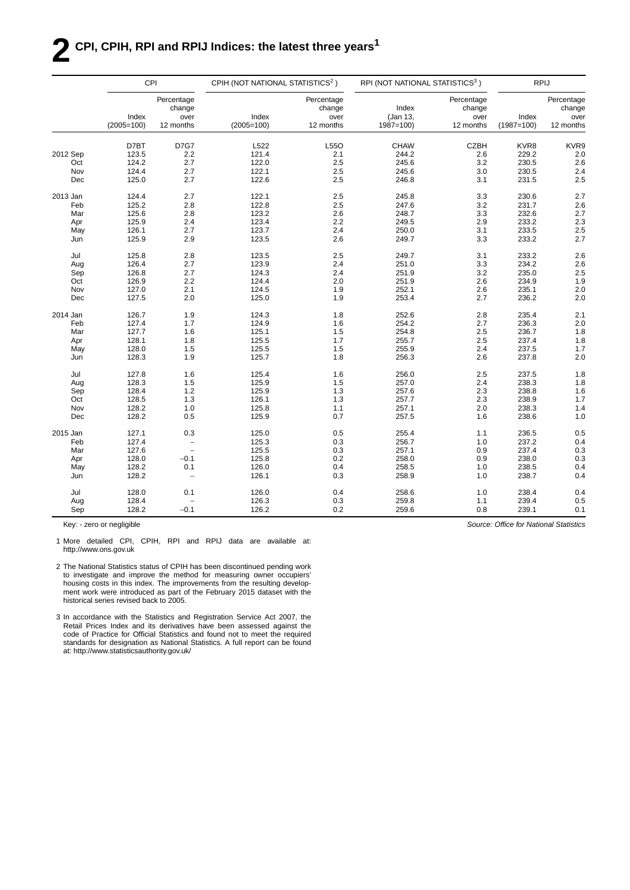# 2 CPI, CPIH, RPI and RPIJ Indices: the latest three years[1]

| | CPI | | CPIH (NOT NATIONAL STATISTICS[2]) | | RPI (NOT NATIONAL STATISTICS[3]) | | RPIJ | |
|---|---|---|---|---|---|---|---|---|
| | Index (2005=100) | Percentage change over 12 months | Index (2005=100) | Percentage change over 12 months | Index (Jan 13, 1987=100) | Percentage change over 12 months | Index (1987=100) | Percentage change over 12 months |
| | D7BT | D7G7 | L522 | L55O | CHAW | CZBH | KVR8 | KVR9 |
| 2012 Sep | 123.5 | 2.2 | 121.4 | 2.1 | 244.2 | 2.6 | 229.2 | 2.0 |
| Oct | 124.2 | 2.7 | 122.0 | 2.5 | 245.6 | 3.2 | 230.5 | 2.6 |
| Nov | 124.4 | 2.7 | 122.1 | 2.5 | 245.6 | 3.0 | 230.5 | 2.4 |
| Dec | 125.0 | 2.7 | 122.6 | 2.5 | 246.8 | 3.1 | 231.5 | 2.5 |
| 2013 Jan | 124.4 | 2.7 | 122.1 | 2.5 | 245.8 | 3.3 | 230.6 | 2.7 |
| Feb | 125.2 | 2.8 | 122.8 | 2.5 | 247.6 | 3.2 | 231.7 | 2.6 |
| Mar | 125.6 | 2.8 | 123.2 | 2.6 | 248.7 | 3.3 | 232.6 | 2.7 |
| Apr | 125.9 | 2.4 | 123.4 | 2.2 | 249.5 | 2.9 | 233.2 | 2.3 |
| May | 126.1 | 2.7 | 123.7 | 2.4 | 250.0 | 3.1 | 233.5 | 2.5 |
| Jun | 125.9 | 2.9 | 123.5 | 2.6 | 249.7 | 3.3 | 233.2 | 2.7 |
| Jul | 125.8 | 2.8 | 123.5 | 2.5 | 249.7 | 3.1 | 233.2 | 2.6 |
| Aug | 126.4 | 2.7 | 123.9 | 2.4 | 251.0 | 3.3 | 234.2 | 2.6 |
| Sep | 126.8 | 2.7 | 124.3 | 2.4 | 251.9 | 3.2 | 235.0 | 2.5 |
| Oct | 126.9 | 2.2 | 124.4 | 2.0 | 251.9 | 2.6 | 234.9 | 1.9 |
| Nov | 127.0 | 2.1 | 124.5 | 1.9 | 252.1 | 2.6 | 235.1 | 2.0 |
| Dec | 127.5 | 2.0 | 125.0 | 1.9 | 253.4 | 2.7 | 236.2 | 2.0 |
| 2014 Jan | 126.7 | 1.9 | 124.3 | 1.8 | 252.6 | 2.8 | 235.4 | 2.1 |
| Feb | 127.4 | 1.7 | 124.9 | 1.6 | 254.2 | 2.7 | 236.3 | 2.0 |
| Mar | 127.7 | 1.6 | 125.1 | 1.5 | 254.8 | 2.5 | 236.7 | 1.8 |
| Apr | 128.1 | 1.8 | 125.5 | 1.7 | 255.7 | 2.5 | 237.4 | 1.8 |
| May | 128.0 | 1.5 | 125.5 | 1.5 | 255.9 | 2.4 | 237.5 | 1.7 |
| Jun | 128.3 | 1.9 | 125.7 | 1.8 | 256.3 | 2.6 | 237.8 | 2.0 |
| Jul | 127.8 | 1.6 | 125.4 | 1.6 | 256.0 | 2.5 | 237.5 | 1.8 |
| Aug | 128.3 | 1.5 | 125.9 | 1.5 | 257.0 | 2.4 | 238.3 | 1.8 |
| Sep | 128.4 | 1.2 | 125.9 | 1.3 | 257.6 | 2.3 | 238.8 | 1.6 |
| Oct | 128.5 | 1.3 | 126.1 | 1.3 | 257.7 | 2.3 | 238.9 | 1.7 |
| Nov | 128.2 | 1.0 | 125.8 | 1.1 | 257.1 | 2.0 | 238.3 | 1.4 |
| Dec | 128.2 | 0.5 | 125.9 | 0.7 | 257.5 | 1.6 | 238.6 | 1.0 |
| 2015 Jan | 127.1 | 0.3 | 125.0 | 0.5 | 255.4 | 1.1 | 236.5 | 0.5 |
| Feb | 127.4 | – | 125.3 | 0.3 | 256.7 | 1.0 | 237.2 | 0.4 |
| Mar | 127.6 | – | 125.5 | 0.3 | 257.1 | 0.9 | 237.4 | 0.3 |
| Apr | 128.0 | –0.1 | 125.8 | 0.2 | 258.0 | 0.9 | 238.0 | 0.3 |
| May | 128.2 | 0.1 | 126.0 | 0.4 | 258.5 | 1.0 | 238.5 | 0.4 |
| Jun | 128.2 | – | 126.1 | 0.3 | 258.9 | 1.0 | 238.7 | 0.4 |
| Jul | 128.0 | 0.1 | 126.0 | 0.4 | 258.6 | 1.0 | 238.4 | 0.4 |
| Aug | 128.4 | – | 126.3 | 0.3 | 259.8 | 1.1 | 239.4 | 0.5 |
| Sep | 128.2 | –0.1 | 126.2 | 0.2 | 259.6 | 0.8 | 239.1 | 0.1 |

Key: - zero or negligible

*Source: Office for National Statistics*

1 More detailed CPI, CPIH, RPI and RPIJ data are available at: http://www.ons.gov.uk

2 The National Statistics status of CPIH has been discontinued pending work to investigate and improve the method for measuring owner occupiers' housing costs in this index. The improvements from the resulting development work were introduced as part of the February 2015 dataset with the historical series revised back to 2005.

3 In accordance with the Statistics and Registration Service Act 2007, the Retail Prices Index and its derivatives have been assessed against the code of Practice for Official Statistics and found not to meet the required standards for designation as National Statistics. A full report can be found at: http://www.statisticsauthority.gov.uk/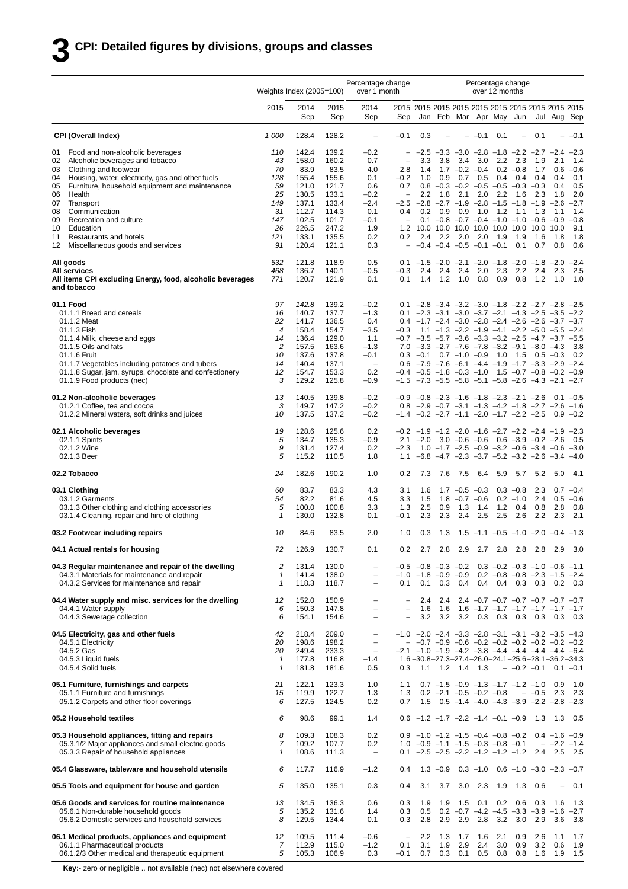# 3 CPI: Detailed figures by divisions, groups and classes

| | Weights | Index (2005=100) | | Percentage change over 1 month | | Percentage change over 12 months | | | | | | | | |
|---|---|---|---|---|---|---|---|---|---|---|---|---|---|---|
| | 2015 | 2014 Sep | 2015 Sep | 2014 Sep | 2015 Sep | 2015 Jan | 2015 Feb | 2015 Mar | 2015 Apr | 2015 May | 2015 Jun | 2015 Jul | 2015 Aug | 2015 Sep |
| **CPI (Overall Index)** | 1 000 | 128.4 | 128.2 | – | –0.1 | 0.3 | – | – | –0.1 | 0.1 | – | 0.1 | – | –0.1 |
| 01 Food and non-alcoholic beverages | 110 | 142.4 | 139.2 | –0.2 | – | –2.5 | –3.3 | –3.0 | –2.8 | –1.8 | –2.2 | –2.7 | –2.4 | –2.3 |
| 02 Alcoholic beverages and tobacco | 43 | 158.0 | 160.2 | 0.7 | – | 3.3 | 3.8 | 3.4 | 3.0 | 2.2 | 2.3 | 1.9 | 2.1 | 1.4 |
| 03 Clothing and footwear | 70 | 83.9 | 83.5 | 4.0 | 2.8 | 1.4 | 1.7 | –0.2 | –0.4 | 0.2 | –0.8 | 1.7 | 0.6 | –0.6 |
| 04 Housing, water, electricity, gas and other fuels | 128 | 155.4 | 155.6 | 0.1 | –0.2 | 1.0 | 0.9 | 0.7 | 0.5 | 0.4 | 0.4 | 0.4 | 0.4 | 0.1 |
| 05 Furniture, household equipment and maintenance | 59 | 121.0 | 121.7 | 0.6 | 0.7 | 0.8 | –0.3 | –0.2 | –0.5 | –0.5 | –0.3 | –0.3 | 0.4 | 0.5 |
| 06 Health | 25 | 130.5 | 133.1 | –0.2 | – | 2.2 | 1.8 | 2.1 | 2.0 | 2.2 | 1.6 | 2.3 | 1.8 | 2.0 |
| 07 Transport | 149 | 137.1 | 133.4 | –2.4 | –2.5 | –2.8 | –2.7 | –1.9 | –2.8 | –1.5 | –1.8 | –1.9 | –2.6 | –2.7 |
| 08 Communication | 31 | 112.7 | 114.3 | 0.1 | 0.4 | 0.2 | 0.9 | 0.9 | 1.0 | 1.2 | 1.1 | 1.3 | 1.1 | 1.4 |
| 09 Recreation and culture | 147 | 102.5 | 101.7 | –0.1 | – | 0.1 | –0.8 | –0.7 | –0.4 | –1.0 | –1.0 | –0.6 | –0.9 | –0.8 |
| 10 Education | 26 | 226.5 | 247.2 | 1.9 | 1.2 | 10.0 | 10.0 | 10.0 | 10.0 | 10.0 | 10.0 | 10.0 | 10.0 | 9.1 |
| 11 Restaurants and hotels | 121 | 133.1 | 135.5 | 0.2 | 0.2 | 2.4 | 2.2 | 2.0 | 2.0 | 1.9 | 1.9 | 1.6 | 1.8 | 1.8 |
| 12 Miscellaneous goods and services | 91 | 120.4 | 121.1 | 0.3 | – | –0.4 | –0.4 | –0.5 | –0.1 | –0.1 | 0.1 | 0.7 | 0.8 | 0.6 |
| **All goods** | 532 | 121.8 | 118.9 | 0.5 | 0.1 | –1.5 | –2.0 | –2.1 | –2.0 | –1.8 | –2.0 | –1.8 | –2.0 | –2.4 |
| **All services** | 468 | 136.7 | 140.1 | –0.5 | –0.3 | 2.4 | 2.4 | 2.4 | 2.0 | 2.3 | 2.2 | 2.4 | 2.3 | 2.5 |
| **All items CPI excluding Energy, food, alcoholic beverages and tobacco** | 771 | 120.7 | 121.9 | 0.1 | 0.1 | 1.4 | 1.2 | 1.0 | 0.8 | 0.9 | 0.8 | 1.2 | 1.0 | 1.0 |
| **01.1 Food** | 97 | 142.8 | 139.2 | –0.2 | 0.1 | –2.8 | –3.4 | –3.2 | –3.0 | –1.8 | –2.2 | –2.7 | –2.8 | –2.5 |
| 01.1.1 Bread and cereals | 16 | 140.7 | 137.7 | –1.3 | 0.1 | –2.3 | –3.1 | –3.0 | –3.7 | –2.1 | –4.3 | –2.5 | –3.5 | –2.2 |
| 01.1.2 Meat | 22 | 141.7 | 136.5 | 0.4 | 0.4 | –1.7 | –2.4 | –3.0 | –2.8 | –2.4 | –2.6 | –2.6 | –3.7 | –3.7 |
| 01.1.3 Fish | 4 | 158.4 | 154.7 | –3.5 | –0.3 | 1.1 | –1.3 | –2.2 | –1.9 | –4.1 | –2.2 | –5.0 | –5.5 | –2.4 |
| 01.1.4 Milk, cheese and eggs | 14 | 136.4 | 129.0 | 1.1 | –0.7 | –3.5 | –5.7 | –3.6 | –3.3 | –3.2 | –2.5 | –4.7 | –3.7 | –5.5 |
| 01.1.5 Oils and fats | 2 | 157.5 | 163.6 | –1.3 | 7.0 | –3.3 | –2.7 | –7.6 | –7.8 | –3.2 | –9.1 | –8.0 | –4.3 | 3.8 |
| 01.1.6 Fruit | 10 | 137.6 | 137.8 | –0.1 | 0.3 | –0.1 | 0.7 | –1.0 | –0.9 | 1.0 | 1.5 | 0.5 | –0.3 | 0.2 |
| 01.1.7 Vegetables including potatoes and tubers | 14 | 140.4 | 137.1 | – | 0.6 | –7.9 | –7.6 | –6.1 | –4.4 | –1.9 | –1.7 | –3.3 | –2.9 | –2.4 |
| 01.1.8 Sugar, jam, syrups, chocolate and confectionery | 12 | 154.7 | 153.3 | 0.2 | –0.4 | –0.5 | –1.8 | –0.3 | –1.0 | 1.5 | –0.7 | –0.8 | –0.2 | –0.9 |
| 01.1.9 Food products (nec) | 3 | 129.2 | 125.8 | –0.9 | –1.5 | –7.3 | –5.5 | –5.8 | –5.1 | –5.8 | –2.6 | –4.3 | –2.1 | –2.7 |
| **01.2 Non-alcoholic beverages** | 13 | 140.5 | 139.8 | –0.2 | –0.9 | –0.8 | –2.3 | –1.6 | –1.8 | –2.3 | –2.1 | –2.6 | 0.1 | –0.5 |
| 01.2.1 Coffee, tea and cocoa | 3 | 149.7 | 147.2 | –0.2 | 0.8 | –2.9 | –0.7 | –3.1 | –1.3 | –4.2 | –1.8 | –2.7 | –2.6 | –1.6 |
| 01.2.2 Mineral waters, soft drinks and juices | 10 | 137.5 | 137.2 | –0.2 | –1.4 | –0.2 | –2.7 | –1.1 | –2.0 | –1.7 | –2.2 | –2.5 | 0.9 | –0.2 |
| **02.1 Alcoholic beverages** | 19 | 128.6 | 125.6 | 0.2 | –0.2 | –1.9 | –1.2 | –2.0 | –1.6 | –2.7 | –2.2 | –2.4 | –1.9 | –2.3 |
| 02.1.1 Spirits | 5 | 134.7 | 135.3 | –0.9 | 2.1 | –2.0 | 3.0 | –0.6 | –0.6 | 0.6 | –3.9 | –0.2 | –2.6 | 0.5 |
| 02.1.2 Wine | 9 | 131.4 | 127.4 | 0.2 | –2.3 | 1.0 | –1.7 | –2.5 | –0.9 | –3.2 | –0.6 | –3.4 | –0.6 | –3.0 |
| 02.1.3 Beer | 5 | 115.2 | 110.5 | 1.8 | 1.1 | –6.8 | –4.7 | –2.3 | –3.7 | –5.2 | –3.2 | –2.6 | –3.4 | –4.0 |
| **02.2 Tobacco** | 24 | 182.6 | 190.2 | 1.0 | 0.2 | 7.3 | 7.6 | 7.5 | 6.4 | 5.9 | 5.7 | 5.2 | 5.0 | 4.1 |
| **03.1 Clothing** | 60 | 83.7 | 83.3 | 4.3 | 3.1 | 1.6 | 1.7 | –0.5 | –0.3 | 0.3 | –0.8 | 2.3 | 0.7 | –0.4 |
| 03.1.2 Garments | 54 | 82.2 | 81.6 | 4.5 | 3.3 | 1.5 | 1.8 | –0.7 | –0.6 | 0.2 | –1.0 | 2.4 | 0.5 | –0.6 |
| 03.1.3 Other clothing and clothing accessories | 5 | 100.0 | 100.8 | 3.3 | 1.3 | 2.5 | 0.9 | 1.3 | 1.4 | 1.2 | 0.4 | 0.8 | 2.8 | 0.8 |
| 03.1.4 Cleaning, repair and hire of clothing | 1 | 130.0 | 132.8 | 0.1 | –0.1 | 2.3 | 2.3 | 2.4 | 2.5 | 2.5 | 2.6 | 2.2 | 2.3 | 2.1 |
| **03.2 Footwear including repairs** | 10 | 84.6 | 83.5 | 2.0 | 1.0 | 0.3 | 1.3 | 1.5 | –1.1 | –0.5 | –1.0 | –2.0 | –0.4 | –1.3 |
| **04.1 Actual rentals for housing** | 72 | 126.9 | 130.7 | 0.1 | 0.2 | 2.7 | 2.8 | 2.9 | 2.7 | 2.8 | 2.8 | 2.8 | 2.9 | 3.0 |
| **04.3 Regular maintenance and repair of the dwelling** | 2 | 131.4 | 130.0 | – | –0.5 | –0.8 | –0.3 | –0.2 | 0.3 | –0.2 | –0.3 | –1.0 | –0.6 | –1.1 |
| 04.3.1 Materials for maintenance and repair | 1 | 141.4 | 138.0 | – | –1.0 | –1.8 | –0.9 | –0.9 | 0.2 | –0.8 | –0.8 | –2.3 | –1.5 | –2.4 |
| 04.3.2 Services for maintenance and repair | 1 | 118.3 | 118.7 | – | 0.1 | 0.1 | 0.3 | 0.4 | 0.4 | 0.4 | 0.3 | 0.3 | 0.2 | 0.3 |
| **04.4 Water supply and misc. services for the dwelling** | 12 | 152.0 | 150.9 | – | – | 2.4 | 2.4 | 2.4 | –0.7 | –0.7 | –0.7 | –0.7 | –0.7 | –0.7 |
| 04.4.1 Water supply | 6 | 150.3 | 147.8 | – | – | 1.6 | 1.6 | 1.6 | –1.7 | –1.7 | –1.7 | –1.7 | –1.7 | –1.7 |
| 04.4.3 Sewerage collection | 6 | 154.1 | 154.6 | – | – | 3.2 | 3.2 | 3.2 | 0.3 | 0.3 | 0.3 | 0.3 | 0.3 | 0.3 |
| **04.5 Electricity, gas and other fuels** | 42 | 218.4 | 209.0 | – | –1.0 | –2.0 | –2.4 | –3.3 | –2.8 | –3.1 | –3.1 | –3.2 | –3.5 | –4.3 |
| 04.5.1 Electricity | 20 | 198.6 | 198.2 | – | – | –0.7 | –0.9 | –0.6 | –0.2 | –0.2 | –0.2 | –0.2 | –0.2 | –0.2 |
| 04.5.2 Gas | 20 | 249.4 | 233.3 | – | –2.1 | –1.0 | –1.9 | –4.2 | –3.8 | –4.4 | –4.4 | –4.4 | –4.4 | –6.4 |
| 04.5.3 Liquid fuels | 1 | 177.8 | 116.8 | –1.4 | 1.6 | –30.8 | –27.3 | –27.4 | –26.0 | –24.1 | –25.6 | –28.1 | –36.2 | –34.3 |
| 04.5.4 Solid fuels | 1 | 181.8 | 181.6 | 0.5 | 0.3 | 1.1 | 1.2 | 1.4 | 1.3 | – | –0.2 | –0.1 | 0.1 | –0.1 |
| **05.1 Furniture, furnishings and carpets** | 21 | 122.1 | 123.3 | 1.0 | 1.1 | 0.7 | –1.5 | –0.9 | –1.3 | –1.7 | –1.2 | –1.0 | 0.9 | 1.0 |
| 05.1.1 Furniture and furnishings | 15 | 119.9 | 122.7 | 1.3 | 1.3 | 0.2 | –2.1 | –0.5 | –0.2 | –0.8 | – | –0.5 | 2.3 | 2.3 |
| 05.1.2 Carpets and other floor coverings | 6 | 127.5 | 124.5 | 0.2 | 0.7 | 1.5 | 0.5 | –1.4 | –4.0 | –4.3 | –3.9 | –2.2 | –2.8 | –2.3 |
| **05.2 Household textiles** | 6 | 98.6 | 99.1 | 1.4 | 0.6 | –1.2 | –1.7 | –2.2 | –1.4 | –0.1 | –0.9 | 1.3 | 1.3 | 0.5 |
| **05.3 Household appliances, fitting and repairs** | 8 | 109.3 | 108.3 | 0.2 | 0.9 | –1.0 | –1.2 | –1.5 | –0.4 | –0.8 | –0.2 | 0.4 | –1.6 | –0.9 |
| 05.3.1/2 Major appliances and small electric goods | 7 | 109.2 | 107.7 | 0.2 | 1.0 | –0.9 | –1.1 | –1.5 | –0.3 | –0.8 | –0.1 | – | –2.2 | –1.4 |
| 05.3.3 Repair of household appliances | 1 | 108.6 | 111.3 | – | 0.1 | –2.5 | –2.5 | –2.2 | –1.2 | –1.2 | –1.2 | 2.4 | 2.5 | 2.5 |
| **05.4 Glassware, tableware and household utensils** | 6 | 117.7 | 116.9 | –1.2 | 0.4 | 1.3 | –0.9 | 0.3 | –1.0 | 0.6 | –1.0 | –3.0 | –2.3 | –0.7 |
| **05.5 Tools and equipment for house and garden** | 5 | 135.0 | 135.1 | 0.3 | 0.4 | 3.1 | 3.7 | 3.0 | 2.3 | 1.9 | 1.3 | 0.6 | – | 0.1 |
| **05.6 Goods and services for routine maintenance** | 13 | 134.5 | 136.3 | 0.6 | 0.3 | 1.9 | 1.9 | 1.5 | 0.1 | 0.2 | 0.6 | 0.3 | 1.6 | 1.3 |
| 05.6.1 Non-durable household goods | 5 | 135.2 | 131.6 | 1.4 | 0.3 | 0.5 | 0.2 | –0.7 | –4.2 | –4.5 | –3.3 | –3.9 | –1.6 | –2.7 |
| 05.6.2 Domestic services and household services | 8 | 129.5 | 134.4 | 0.1 | 0.3 | 2.8 | 2.9 | 2.9 | 2.8 | 3.2 | 3.0 | 2.9 | 3.6 | 3.8 |
| **06.1 Medical products, appliances and equipment** | 12 | 109.5 | 111.4 | –0.6 | – | 2.2 | 1.3 | 1.7 | 1.6 | 2.1 | 0.9 | 2.6 | 1.1 | 1.7 |
| 06.1.1 Pharmaceutical products | 7 | 112.9 | 115.0 | –1.2 | 0.1 | 3.1 | 1.9 | 2.9 | 2.4 | 3.0 | 0.9 | 3.2 | 0.6 | 1.9 |
| 06.1.2/3 Other medical and therapeutic equipment | 5 | 105.3 | 106.9 | 0.3 | –0.1 | 0.7 | 0.3 | 0.1 | 0.5 | 0.8 | 0.8 | 1.6 | 1.9 | 1.5 |

**Key:**- zero or negligible .. not available (nec) not elsewhere covered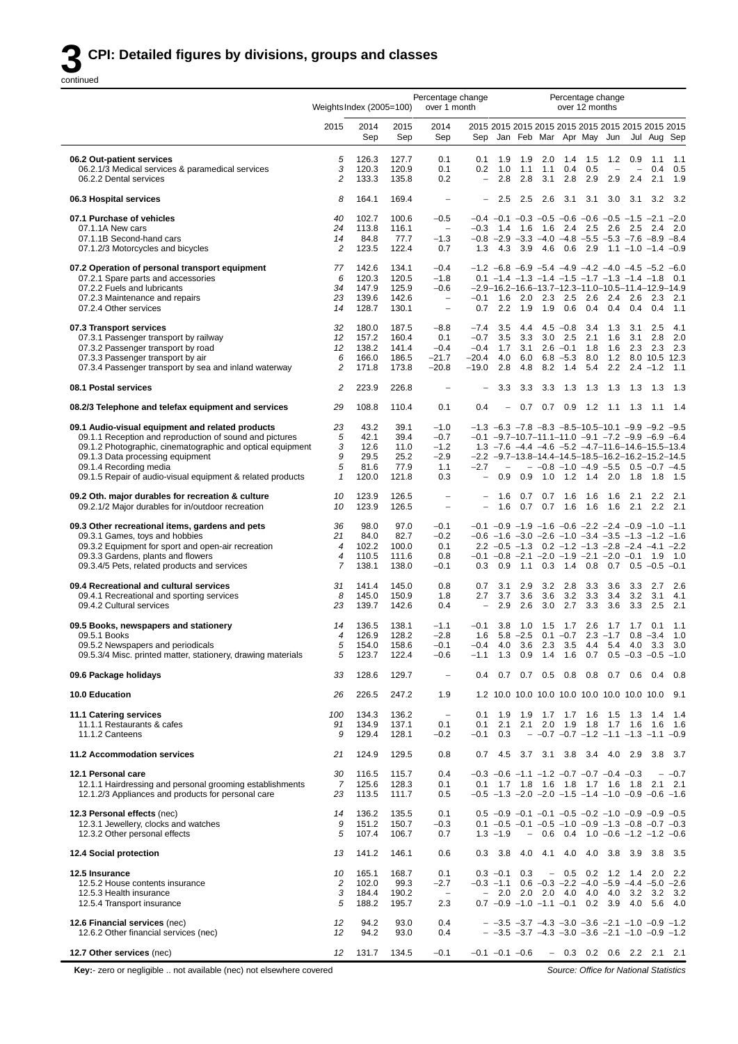# 3 CPI: Detailed figures by divisions, groups and classes

continued

| | Weights | Index (2005=100) | | Percentage change over 1 month | | Percentage change over 12 months | | | | | | | | |
|---|---|---|---|---|---|---|---|---|---|---|---|---|---|---|
| | 2015 | 2014 Sep | 2015 Sep | 2014 Sep | 2015 Sep | 2015 Jan | 2015 Feb | 2015 Mar | 2015 Apr | 2015 May | 2015 Jun | 2015 Jul | 2015 Aug | 2015 Sep |
| **06.2 Out-patient services** | 5 | 126.3 | 127.7 | 0.1 | 0.1 | 1.9 | 1.9 | 2.0 | 1.4 | 1.5 | 1.2 | 0.9 | 1.1 | 1.1 |
| 06.2.1/3 Medical services & paramedical services | 3 | 120.3 | 120.9 | 0.1 | 0.2 | 1.0 | 1.1 | 1.1 | 0.4 | 0.5 | – | – | 0.4 | 0.5 |
| 06.2.2 Dental services | 2 | 133.3 | 135.8 | 0.2 | – | 2.8 | 2.8 | 3.1 | 2.8 | 2.9 | 2.9 | 2.4 | 2.1 | 1.9 |
| **06.3 Hospital services** | 8 | 164.1 | 169.4 | – | – | 2.5 | 2.5 | 2.6 | 3.1 | 3.1 | 3.0 | 3.1 | 3.2 | 3.2 |
| **07.1 Purchase of vehicles** | 40 | 102.7 | 100.6 | –0.5 | –0.4 | –0.1 | –0.3 | –0.5 | –0.6 | –0.6 | –0.5 | –1.5 | –2.1 | –2.0 |
| 07.1.1A New cars | 24 | 113.8 | 116.1 | – | –0.3 | 1.4 | 1.6 | 1.6 | 2.4 | 2.5 | 2.6 | 2.5 | 2.4 | 2.0 |
| 07.1.1B Second-hand cars | 14 | 84.8 | 77.7 | –1.3 | –0.8 | –2.9 | –3.3 | –4.0 | –4.8 | –5.5 | –5.3 | –7.6 | –8.9 | –8.4 |
| 07.1.2/3 Motorcycles and bicycles | 2 | 123.5 | 122.4 | 0.7 | 1.3 | 4.3 | 3.9 | 4.6 | 0.6 | 2.9 | 1.1 | –1.0 | –1.4 | –0.9 |
| **07.2 Operation of personal transport equipment** | 77 | 142.6 | 134.1 | –0.4 | –1.2 | –6.8 | –6.9 | –5.4 | –4.9 | –4.2 | –4.0 | –4.5 | –5.2 | –6.0 |
| 07.2.1 Spare parts and accessories | 6 | 120.3 | 120.5 | –1.8 | 0.1 | –1.4 | –1.3 | –1.4 | –1.5 | –1.7 | –1.3 | –1.4 | –1.8 | 0.1 |
| 07.2.2 Fuels and lubricants | 34 | 147.9 | 125.9 | –0.6 | –2.9 | –16.2 | –16.6 | –13.7 | –12.3 | –11.0 | –10.5 | –11.4 | –12.9 | –14.9 |
| 07.2.3 Maintenance and repairs | 23 | 139.6 | 142.6 | – | –0.1 | 1.6 | 2.0 | 2.3 | 2.5 | 2.6 | 2.4 | 2.6 | 2.3 | 2.1 |
| 07.2.4 Other services | 14 | 128.7 | 130.1 | – | 0.7 | 2.2 | 1.9 | 1.9 | 0.6 | 0.4 | 0.4 | 0.4 | 0.4 | 1.1 |
| **07.3 Transport services** | 32 | 180.0 | 187.5 | –8.8 | –7.4 | 3.5 | 4.4 | 4.5 | –0.8 | 3.4 | 1.3 | 3.1 | 2.5 | 4.1 |
| 07.3.1 Passenger transport by railway | 12 | 157.2 | 160.4 | 0.1 | –0.7 | 3.5 | 3.3 | 3.0 | 2.5 | 2.1 | 1.6 | 3.1 | 2.8 | 2.0 |
| 07.3.2 Passenger transport by road | 12 | 138.2 | 141.4 | –0.4 | –0.4 | 1.7 | 3.1 | 2.6 | –0.1 | 1.8 | 1.6 | 2.3 | 2.3 | 2.3 |
| 07.3.3 Passenger transport by air | 6 | 166.0 | 186.5 | –21.7 | –20.4 | 4.0 | 6.0 | 6.8 | –5.3 | 8.0 | 1.2 | 8.0 | 10.5 | 12.3 |
| 07.3.4 Passenger transport by sea and inland waterway | 2 | 171.8 | 173.8 | –20.8 | –19.0 | 2.8 | 4.8 | 8.2 | 1.4 | 5.4 | 2.2 | 2.4 | –1.2 | 1.1 |
| **08.1 Postal services** | 2 | 223.9 | 226.8 | – | – | 3.3 | 3.3 | 3.3 | 1.3 | 1.3 | 1.3 | 1.3 | 1.3 | 1.3 |
| **08.2/3 Telephone and telefax equipment and services** | 29 | 108.8 | 110.4 | 0.1 | 0.4 | – | 0.7 | 0.7 | 0.9 | 1.2 | 1.1 | 1.3 | 1.1 | 1.4 |
| **09.1 Audio-visual equipment and related products** | 23 | 43.2 | 39.1 | –1.0 | –1.3 | –6.3 | –7.8 | –8.3 | –8.5 | –10.5 | –10.1 | –9.9 | –9.2 | –9.5 |
| 09.1.1 Reception and reproduction of sound and pictures | 5 | 42.1 | 39.4 | –0.7 | –0.1 | –9.7 | –10.7 | –11.1 | –11.0 | –9.1 | –7.2 | –9.9 | –6.9 | –6.4 |
| 09.1.2 Photographic, cinematographic and optical equipment | 3 | 12.6 | 11.0 | –1.2 | 1.3 | –7.6 | –4.4 | –4.6 | –5.2 | –4.7 | –11.6 | –14.6 | –15.5 | –13.4 |
| 09.1.3 Data processing equipment | 9 | 29.5 | 25.2 | –2.9 | –2.2 | –9.7 | –13.8 | –14.4 | –14.5 | –18.5 | –16.2 | –16.2 | –15.2 | –14.5 |
| 09.1.4 Recording media | 5 | 81.6 | 77.9 | 1.1 | –2.7 | – | – | –0.8 | –1.0 | –4.9 | –5.5 | 0.5 | –0.7 | –4.5 |
| 09.1.5 Repair of audio-visual equipment & related products | 1 | 120.0 | 121.8 | 0.3 | – | 0.9 | 0.9 | 1.0 | 1.2 | 1.4 | 2.0 | 1.8 | 1.8 | 1.5 |
| **09.2 Oth. major durables for recreation & culture** | 10 | 123.9 | 126.5 | – | – | 1.6 | 0.7 | 0.7 | 1.6 | 1.6 | 1.6 | 2.1 | 2.2 | 2.1 |
| 09.2.1/2 Major durables for in/outdoor recreation | 10 | 123.9 | 126.5 | – | – | 1.6 | 0.7 | 0.7 | 1.6 | 1.6 | 1.6 | 2.1 | 2.2 | 2.1 |
| **09.3 Other recreational items, gardens and pets** | 36 | 98.0 | 97.0 | –0.1 | –0.1 | –0.9 | –1.9 | –1.6 | –0.6 | –2.2 | –2.4 | –0.9 | –1.0 | –1.1 |
| 09.3.1 Games, toys and hobbies | 21 | 84.0 | 82.7 | –0.2 | –0.6 | –1.6 | –3.0 | –2.6 | –1.0 | –3.4 | –3.5 | –1.3 | –1.2 | –1.6 |
| 09.3.2 Equipment for sport and open-air recreation | 4 | 102.2 | 100.0 | 0.1 | 2.2 | –0.5 | –1.3 | 0.2 | –1.2 | –1.3 | –2.8 | –2.4 | –4.1 | –2.2 |
| 09.3.3 Gardens, plants and flowers | 4 | 110.5 | 111.6 | 0.8 | –0.1 | –0.8 | –2.1 | –2.0 | –1.9 | –2.1 | –2.0 | –0.1 | 1.9 | 1.0 |
| 09.3.4/5 Pets, related products and services | 7 | 138.1 | 138.0 | –0.1 | 0.3 | 0.9 | 1.1 | 0.3 | 1.4 | 0.8 | 0.7 | 0.5 | –0.5 | –0.1 |
| **09.4 Recreational and cultural services** | 31 | 141.4 | 145.0 | 0.8 | 0.7 | 3.1 | 2.9 | 3.2 | 2.8 | 3.3 | 3.6 | 3.3 | 2.7 | 2.6 |
| 09.4.1 Recreational and sporting services | 8 | 145.0 | 150.9 | 1.8 | 2.7 | 3.7 | 3.6 | 3.6 | 3.2 | 3.3 | 3.4 | 3.2 | 3.1 | 4.1 |
| 09.4.2 Cultural services | 23 | 139.7 | 142.6 | 0.4 | – | 2.9 | 2.6 | 3.0 | 2.7 | 3.3 | 3.6 | 3.3 | 2.5 | 2.1 |
| **09.5 Books, newspapers and stationery** | 14 | 136.5 | 138.1 | –1.1 | –0.1 | 3.8 | 1.0 | 1.5 | 1.7 | 2.6 | 1.7 | 1.7 | 0.1 | 1.1 |
| 09.5.1 Books | 4 | 126.9 | 128.2 | –2.8 | 1.6 | 5.8 | –2.5 | 0.1 | –0.7 | 2.3 | –1.7 | 0.8 | –3.4 | 1.0 |
| 09.5.2 Newspapers and periodicals | 5 | 154.0 | 158.6 | –0.1 | –0.4 | 4.0 | 3.6 | 2.3 | 3.5 | 4.4 | 5.4 | 4.0 | 3.3 | 3.0 |
| 09.5.3/4 Misc. printed matter, stationery, drawing materials | 5 | 123.7 | 122.4 | –0.6 | –1.1 | 1.3 | 0.9 | 1.4 | 1.6 | 0.7 | 0.5 | –0.3 | –0.5 | –1.0 |
| **09.6 Package holidays** | 33 | 128.6 | 129.7 | – | 0.4 | 0.7 | 0.7 | 0.5 | 0.8 | 0.8 | 0.7 | 0.6 | 0.4 | 0.8 |
| **10.0 Education** | 26 | 226.5 | 247.2 | 1.9 | 1.2 | 10.0 | 10.0 | 10.0 | 10.0 | 10.0 | 10.0 | 10.0 | 10.0 | 9.1 |
| **11.1 Catering services** | 100 | 134.3 | 136.2 | – | 0.1 | 1.9 | 1.9 | 1.7 | 1.7 | 1.6 | 1.5 | 1.3 | 1.4 | 1.4 |
| 11.1.1 Restaurants & cafes | 91 | 134.9 | 137.1 | 0.1 | 0.1 | 2.1 | 2.1 | 2.0 | 1.9 | 1.8 | 1.7 | 1.6 | 1.6 | 1.6 |
| 11.1.2 Canteens | 9 | 129.4 | 128.1 | –0.2 | –0.1 | 0.3 | – | –0.7 | –0.7 | –1.2 | –1.1 | –1.3 | –1.1 | –0.9 |
| **11.2 Accommodation services** | 21 | 124.9 | 129.5 | 0.8 | 0.7 | 4.5 | 3.7 | 3.1 | 3.8 | 3.4 | 4.0 | 2.9 | 3.8 | 3.7 |
| **12.1 Personal care** | 30 | 116.5 | 115.7 | 0.4 | –0.3 | –0.6 | –1.1 | –1.2 | –0.7 | –0.7 | –0.4 | –0.3 | – | –0.7 |
| 12.1.1 Hairdressing and personal grooming establishments | 7 | 125.6 | 128.3 | 0.1 | 0.1 | 1.7 | 1.8 | 1.6 | 1.8 | 1.7 | 1.6 | 1.8 | 2.1 | 2.1 |
| 12.1.2/3 Appliances and products for personal care | 23 | 113.5 | 111.7 | 0.5 | –0.5 | –1.3 | –2.0 | –2.0 | –1.5 | –1.4 | –1.0 | –0.9 | –0.6 | –1.6 |
| **12.3 Personal effects** (nec) | 14 | 136.2 | 135.5 | 0.1 | 0.5 | –0.9 | –0.1 | –0.1 | –0.5 | –0.2 | –1.0 | –0.9 | –0.9 | –0.5 |
| 12.3.1 Jewellery, clocks and watches | 9 | 151.2 | 150.7 | –0.3 | 0.1 | –0.5 | –0.1 | –0.5 | –1.0 | –0.9 | –1.3 | –0.8 | –0.7 | –0.3 |
| 12.3.2 Other personal effects | 5 | 107.4 | 106.7 | 0.7 | 1.3 | –1.9 | – | 0.6 | 0.4 | 1.0 | –0.6 | –1.2 | –1.2 | –0.6 |
| **12.4 Social protection** | 13 | 141.2 | 146.1 | 0.6 | 0.3 | 3.8 | 4.0 | 4.1 | 4.0 | 4.0 | 3.8 | 3.9 | 3.8 | 3.5 |
| **12.5 Insurance** | 10 | 165.1 | 168.7 | 0.1 | 0.3 | –0.1 | 0.3 | – | 0.5 | 0.2 | 1.2 | 1.4 | 2.0 | 2.2 |
| 12.5.2 House contents insurance | 2 | 102.0 | 99.3 | –2.7 | –0.3 | –1.1 | 0.6 | –0.3 | –2.2 | –4.0 | –5.9 | –4.4 | –5.0 | –2.6 |
| 12.5.3 Health insurance | 3 | 184.4 | 190.2 | – | – | 2.0 | 2.0 | 2.0 | 4.0 | 4.0 | 4.0 | 3.2 | 3.2 | 3.2 |
| 12.5.4 Transport insurance | 5 | 188.2 | 195.7 | 2.3 | 0.7 | –0.9 | –1.0 | –1.1 | –0.1 | 0.2 | 3.9 | 4.0 | 5.6 | 4.0 |
| **12.6 Financial services** (nec) | 12 | 94.2 | 93.0 | 0.4 | – | –3.5 | –3.7 | –4.3 | –3.0 | –3.6 | –2.1 | –1.0 | –0.9 | –1.2 |
| 12.6.2 Other financial services (nec) | 12 | 94.2 | 93.0 | 0.4 | – | –3.5 | –3.7 | –4.3 | –3.0 | –3.6 | –2.1 | –1.0 | –0.9 | –1.2 |
| **12.7 Other services** (nec) | 12 | 131.7 | 134.5 | –0.1 | –0.1 | –0.1 | –0.6 | – | 0.3 | 0.2 | 0.6 | 2.2 | 2.1 | 2.1 |

**Key:**- zero or negligible .. not available (nec) not elsewhere covered

*Source: Office for National Statistics*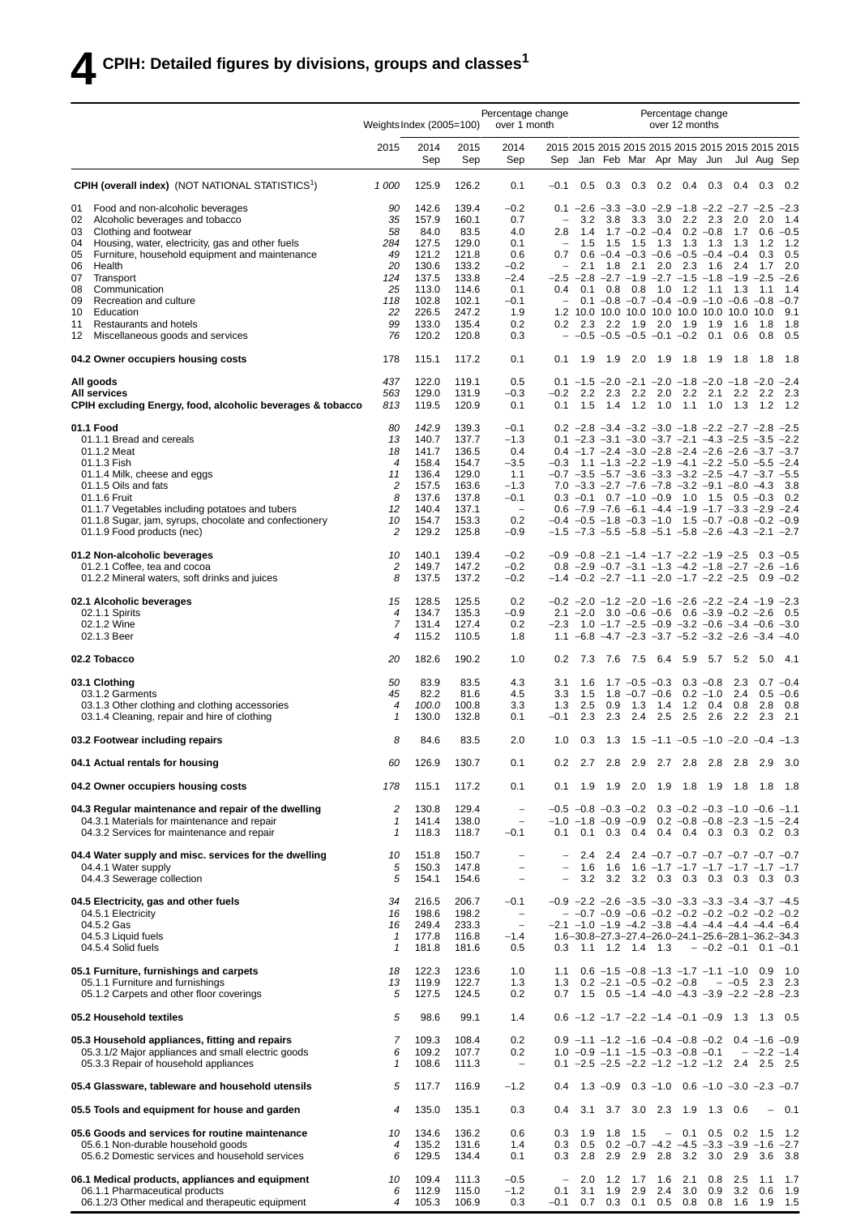# 4 CPIH: Detailed figures by divisions, groups and classes[1]

| | Weights | Index (2005=100) | | Percentage change over 1 month | | Percentage change over 12 months | | | | | | | | |
|---|---|---|---|---|---|---|---|---|---|---|---|---|---|---|
| | 2015 | 2014 Sep | 2015 Sep | 2014 Sep | 2015 Sep | 2015 Jan | 2015 Feb | 2015 Mar | 2015 Apr | 2015 May | 2015 Jun | 2015 Jul | 2015 Aug | 2015 Sep |
| **CPIH (overall index)** (NOT NATIONAL STATISTICS[1]) | 1 000 | 125.9 | 126.2 | 0.1 | –0.1 | 0.5 | 0.3 | 0.3 | 0.2 | 0.4 | 0.3 | 0.4 | 0.3 | 0.2 |
| 01 Food and non-alcoholic beverages | 90 | 142.6 | 139.4 | –0.2 | 0.1 | –2.6 | –3.3 | –3.0 | –2.9 | –1.8 | –2.2 | –2.7 | –2.5 | –2.3 |
| 02 Alcoholic beverages and tobacco | 35 | 157.9 | 160.1 | 0.7 | – | 3.2 | 3.8 | 3.3 | 3.0 | 2.2 | 2.3 | 2.0 | 2.0 | 1.4 |
| 03 Clothing and footwear | 58 | 84.0 | 83.5 | 4.0 | 2.8 | 1.4 | 1.7 | –0.2 | –0.4 | 0.2 | –0.8 | 1.7 | 0.6 | –0.5 |
| 04 Housing, water, electricity, gas and other fuels | 284 | 127.5 | 129.0 | 0.1 | – | 1.5 | 1.5 | 1.5 | 1.3 | 1.3 | 1.3 | 1.3 | 1.2 | 1.2 |
| 05 Furniture, household equipment and maintenance | 49 | 121.2 | 121.8 | 0.6 | 0.7 | 0.6 | –0.4 | –0.3 | –0.6 | –0.5 | –0.4 | –0.4 | 0.3 | 0.5 |
| 06 Health | 20 | 130.6 | 133.2 | –0.2 | – | 2.1 | 1.8 | 2.1 | 2.0 | 2.3 | 1.6 | 2.4 | 1.7 | 2.0 |
| 07 Transport | 124 | 137.5 | 133.8 | –2.4 | –2.5 | –2.8 | –2.7 | –1.9 | –2.7 | –1.5 | –1.8 | –1.9 | –2.5 | –2.6 |
| 08 Communication | 25 | 113.0 | 114.6 | 0.1 | 0.4 | 0.1 | 0.8 | 0.8 | 1.0 | 1.2 | 1.1 | 1.3 | 1.1 | 1.4 |
| 09 Recreation and culture | 118 | 102.8 | 102.1 | –0.1 | – | 0.1 | –0.8 | –0.7 | –0.4 | –0.9 | –1.0 | –0.6 | –0.8 | –0.7 |
| 10 Education | 22 | 226.5 | 247.2 | 1.9 | 1.2 | 10.0 | 10.0 | 10.0 | 10.0 | 10.0 | 10.0 | 10.0 | 10.0 | 9.1 |
| 11 Restaurants and hotels | 99 | 133.0 | 135.4 | 0.2 | 0.2 | 2.3 | 2.2 | 1.9 | 2.0 | 1.9 | 1.9 | 1.6 | 1.8 | 1.8 |
| 12 Miscellaneous goods and services | 76 | 120.2 | 120.8 | 0.3 | – | –0.5 | –0.5 | –0.5 | –0.1 | –0.2 | 0.1 | 0.6 | 0.8 | 0.5 |
| **04.2 Owner occupiers housing costs** | 178 | 115.1 | 117.2 | 0.1 | 0.1 | 1.9 | 1.9 | 2.0 | 1.9 | 1.8 | 1.9 | 1.8 | 1.8 | 1.8 |
| **All goods** | 437 | 122.0 | 119.1 | 0.5 | 0.1 | –1.5 | –2.0 | –2.1 | –2.0 | –1.8 | –2.0 | –1.8 | –2.0 | –2.4 |
| **All services** | 563 | 129.0 | 131.9 | –0.3 | –0.2 | 2.2 | 2.3 | 2.2 | 2.0 | 2.2 | 2.1 | 2.2 | 2.2 | 2.3 |
| **CPIH excluding Energy, food, alcoholic beverages & tobacco** | 813 | 119.5 | 120.9 | 0.1 | 0.1 | 1.5 | 1.4 | 1.2 | 1.0 | 1.1 | 1.0 | 1.3 | 1.2 | 1.2 |
| **01.1 Food** | 80 | 142.9 | 139.3 | –0.1 | 0.2 | –2.8 | –3.4 | –3.2 | –3.0 | –1.8 | –2.2 | –2.7 | –2.8 | –2.5 |
| 01.1.1 Bread and cereals | 13 | 140.7 | 137.7 | –1.3 | 0.1 | –2.3 | –3.1 | –3.0 | –3.7 | –2.1 | –4.3 | –2.5 | –3.5 | –2.2 |
| 01.1.2 Meat | 18 | 141.7 | 136.5 | 0.4 | 0.4 | –1.7 | –2.4 | –3.0 | –2.8 | –2.4 | –2.6 | –2.6 | –3.7 | –3.7 |
| 01.1.3 Fish | 4 | 158.4 | 154.7 | –3.5 | –0.3 | 1.1 | –1.3 | –2.2 | –1.9 | –4.1 | –2.2 | –5.0 | –5.5 | –2.4 |
| 01.1.4 Milk, cheese and eggs | 11 | 136.4 | 129.0 | 1.1 | –0.7 | –3.5 | –5.7 | –3.6 | –3.3 | –3.2 | –2.5 | –4.7 | –3.7 | –5.5 |
| 01.1.5 Oils and fats | 2 | 157.5 | 163.6 | –1.3 | 7.0 | –3.3 | –2.7 | –7.6 | –7.8 | –3.2 | –9.1 | –8.0 | –4.3 | 3.8 |
| 01.1.6 Fruit | 8 | 137.6 | 137.8 | –0.1 | 0.3 | –0.1 | 0.7 | –1.0 | –0.9 | 1.0 | 1.5 | 0.5 | –0.3 | 0.2 |
| 01.1.7 Vegetables including potatoes and tubers | 12 | 140.4 | 137.1 | – | 0.6 | –7.9 | –7.6 | –6.1 | –4.4 | –1.9 | –1.7 | –3.3 | –2.9 | –2.4 |
| 01.1.8 Sugar, jam, syrups, chocolate and confectionery | 10 | 154.7 | 153.3 | 0.2 | –0.4 | –0.5 | –1.8 | –0.3 | –1.0 | 1.5 | –0.7 | –0.8 | –0.2 | –0.9 |
| 01.1.9 Food products (nec) | 2 | 129.2 | 125.8 | –0.9 | –1.5 | –7.3 | –5.5 | –5.8 | –5.1 | –5.8 | –2.6 | –4.3 | –2.1 | –2.7 |
| **01.2 Non-alcoholic beverages** | 10 | 140.1 | 139.4 | –0.2 | –0.9 | –0.8 | –2.1 | –1.4 | –1.7 | –2.2 | –1.9 | –2.5 | 0.3 | –0.5 |
| 01.2.1 Coffee, tea and cocoa | 2 | 149.7 | 147.2 | –0.2 | 0.8 | –2.9 | –0.7 | –3.1 | –1.3 | –4.2 | –1.8 | –2.7 | –2.6 | –1.6 |
| 01.2.2 Mineral waters, soft drinks and juices | 8 | 137.5 | 137.2 | –0.2 | –1.4 | –0.2 | –2.7 | –1.1 | –2.0 | –1.7 | –2.2 | –2.5 | 0.9 | –0.2 |
| **02.1 Alcoholic beverages** | 15 | 128.5 | 125.5 | 0.2 | –0.2 | –2.0 | –1.2 | –2.0 | –1.6 | –2.6 | –2.2 | –2.4 | –1.9 | –2.3 |
| 02.1.1 Spirits | 4 | 134.7 | 135.3 | –0.9 | 2.1 | –2.0 | 3.0 | –0.6 | –0.6 | 0.6 | –3.9 | –0.2 | –2.6 | 0.5 |
| 02.1.2 Wine | 7 | 131.4 | 127.4 | 0.2 | –2.3 | 1.0 | –1.7 | –2.5 | –0.9 | –3.2 | –0.6 | –3.4 | –0.6 | –3.0 |
| 02.1.3 Beer | 4 | 115.2 | 110.5 | 1.8 | 1.1 | –6.8 | –4.7 | –2.3 | –3.7 | –5.2 | –3.2 | –2.6 | –3.4 | –4.0 |
| **02.2 Tobacco** | 20 | 182.6 | 190.2 | 1.0 | 0.2 | 7.3 | 7.6 | 7.5 | 6.4 | 5.9 | 5.7 | 5.2 | 5.0 | 4.1 |
| **03.1 Clothing** | 50 | 83.9 | 83.5 | 4.3 | 3.1 | 1.6 | 1.7 | –0.5 | –0.3 | 0.3 | –0.8 | 2.3 | 0.7 | –0.4 |
| 03.1.2 Garments | 45 | 82.2 | 81.6 | 4.5 | 3.3 | 1.5 | 1.8 | –0.7 | –0.6 | 0.2 | –1.0 | 2.4 | 0.5 | –0.6 |
| 03.1.3 Other clothing and clothing accessories | 4 | 100.0 | 100.8 | 3.3 | 1.3 | 2.5 | 0.9 | 1.3 | 1.4 | 1.2 | 0.4 | 0.8 | 2.8 | 0.8 |
| 03.1.4 Cleaning, repair and hire of clothing | 1 | 130.0 | 132.8 | 0.1 | –0.1 | 2.3 | 2.3 | 2.4 | 2.5 | 2.5 | 2.6 | 2.2 | 2.3 | 2.1 |
| **03.2 Footwear including repairs** | 8 | 84.6 | 83.5 | 2.0 | 1.0 | 0.3 | 1.3 | 1.5 | –1.1 | –0.5 | –1.0 | –2.0 | –0.4 | –1.3 |
| **04.1 Actual rentals for housing** | 60 | 126.9 | 130.7 | 0.1 | 0.2 | 2.7 | 2.8 | 2.9 | 2.7 | 2.8 | 2.8 | 2.8 | 2.9 | 3.0 |
| **04.2 Owner occupiers housing costs** | 178 | 115.1 | 117.2 | 0.1 | 0.1 | 1.9 | 1.9 | 2.0 | 1.9 | 1.8 | 1.9 | 1.8 | 1.8 | 1.8 |
| **04.3 Regular maintenance and repair of the dwelling** | 2 | 130.8 | 129.4 | – | –0.5 | –0.8 | –0.3 | –0.2 | 0.3 | –0.2 | –0.3 | –1.0 | –0.6 | –1.1 |
| 04.3.1 Materials for maintenance and repair | 1 | 141.4 | 138.0 | – | –1.0 | –1.8 | –0.9 | –0.9 | 0.2 | –0.8 | –0.8 | –2.3 | –1.5 | –2.4 |
| 04.3.2 Services for maintenance and repair | 1 | 118.3 | 118.7 | –0.1 | 0.1 | 0.1 | 0.3 | 0.4 | 0.4 | 0.4 | 0.3 | 0.3 | 0.2 | 0.3 |
| **04.4 Water supply and misc. services for the dwelling** | 10 | 151.8 | 150.7 | – | – | 2.4 | 2.4 | 2.4 | –0.7 | –0.7 | –0.7 | –0.7 | –0.7 | –0.7 |
| 04.4.1 Water supply | 5 | 150.3 | 147.8 | – | – | 1.6 | 1.6 | 1.6 | –1.7 | –1.7 | –1.7 | –1.7 | –1.7 | –1.7 |
| 04.4.3 Sewerage collection | 5 | 154.1 | 154.6 | – | – | 3.2 | 3.2 | 3.2 | 0.3 | 0.3 | 0.3 | 0.3 | 0.3 | 0.3 |
| **04.5 Electricity, gas and other fuels** | 34 | 216.5 | 206.7 | –0.1 | –0.9 | –2.2 | –2.6 | –3.5 | –3.0 | –3.3 | –3.3 | –3.4 | –3.7 | –4.5 |
| 04.5.1 Electricity | 16 | 198.6 | 198.2 | – | – | –0.7 | –0.9 | –0.6 | –0.2 | –0.2 | –0.2 | –0.2 | –0.2 | –0.2 |
| 04.5.2 Gas | 16 | 249.4 | 233.3 | – | –2.1 | –1.0 | –1.9 | –4.2 | –3.8 | –4.4 | –4.4 | –4.4 | –4.4 | –6.4 |
| 04.5.3 Liquid fuels | 1 | 177.8 | 116.8 | –1.4 | 1.6 | –30.8 | –27.3 | –27.4 | –26.0 | –24.1 | –25.6 | –28.1 | –36.2 | –34.3 |
| 04.5.4 Solid fuels | 1 | 181.8 | 181.6 | 0.5 | 0.3 | 1.1 | 1.2 | 1.4 | 1.3 | – | –0.2 | –0.1 | 0.1 | –0.1 |
| **05.1 Furniture, furnishings and carpets** | 18 | 122.3 | 123.6 | 1.0 | 1.1 | 0.6 | –1.5 | –0.8 | –1.3 | –1.7 | –1.1 | –1.0 | 0.9 | 1.0 |
| 05.1.1 Furniture and furnishings | 13 | 119.9 | 122.7 | 1.3 | 1.3 | 0.2 | –2.1 | –0.5 | –0.2 | –0.8 | – | –0.5 | 2.3 | 2.3 |
| 05.1.2 Carpets and other floor coverings | 5 | 127.5 | 124.5 | 0.2 | 0.7 | 1.5 | 0.5 | –1.4 | –4.0 | –4.3 | –3.9 | –2.2 | –2.8 | –2.3 |
| **05.2 Household textiles** | 5 | 98.6 | 99.1 | 1.4 | 0.6 | –1.2 | –1.7 | –2.2 | –1.4 | –0.1 | –0.9 | 1.3 | 1.3 | 0.5 |
| **05.3 Household appliances, fitting and repairs** | 7 | 109.3 | 108.4 | 0.2 | 0.9 | –1.1 | –1.2 | –1.6 | –0.4 | –0.8 | –0.2 | 0.4 | –1.6 | –0.9 |
| 05.3.1/2 Major appliances and small electric goods | 6 | 109.2 | 107.7 | 0.2 | 1.0 | –0.9 | –1.1 | –1.5 | –0.3 | –0.8 | –0.1 | – | –2.2 | –1.4 |
| 05.3.3 Repair of household appliances | 1 | 108.6 | 111.3 | – | 0.1 | –2.5 | –2.5 | –2.2 | –1.2 | –1.2 | –1.2 | 2.4 | 2.5 | 2.5 |
| **05.4 Glassware, tableware and household utensils** | 5 | 117.7 | 116.9 | –1.2 | 0.4 | 1.3 | –0.9 | 0.3 | –1.0 | 0.6 | –1.0 | –3.0 | –2.3 | –0.7 |
| **05.5 Tools and equipment for house and garden** | 4 | 135.0 | 135.1 | 0.3 | 0.4 | 3.1 | 3.7 | 3.0 | 2.3 | 1.9 | 1.3 | 0.6 | – | 0.1 |
| **05.6 Goods and services for routine maintenance** | 10 | 134.6 | 136.2 | 0.6 | 0.3 | 1.9 | 1.8 | 1.5 | – | 0.1 | 0.5 | 0.2 | 1.5 | 1.2 |
| 05.6.1 Non-durable household goods | 4 | 135.2 | 131.6 | 1.4 | 0.3 | 0.5 | 0.2 | –0.7 | –4.2 | –4.5 | –3.3 | –3.9 | –1.6 | –2.7 |
| 05.6.2 Domestic services and household services | 6 | 129.5 | 134.4 | 0.1 | 0.3 | 2.8 | 2.9 | 2.9 | 2.8 | 3.2 | 3.0 | 2.9 | 3.6 | 3.8 |
| **06.1 Medical products, appliances and equipment** | 10 | 109.4 | 111.3 | –0.5 | – | 2.0 | 1.2 | 1.7 | 1.6 | 2.1 | 0.8 | 2.5 | 1.1 | 1.7 |
| 06.1.1 Pharmaceutical products | 6 | 112.9 | 115.0 | –1.2 | 0.1 | 3.1 | 1.9 | 2.9 | 2.4 | 3.0 | 0.9 | 3.2 | 0.6 | 1.9 |
| 06.1.2/3 Other medical and therapeutic equipment | 4 | 105.3 | 106.9 | 0.3 | –0.1 | 0.7 | 0.3 | 0.1 | 0.5 | 0.8 | 0.8 | 1.6 | 1.9 | 1.5 |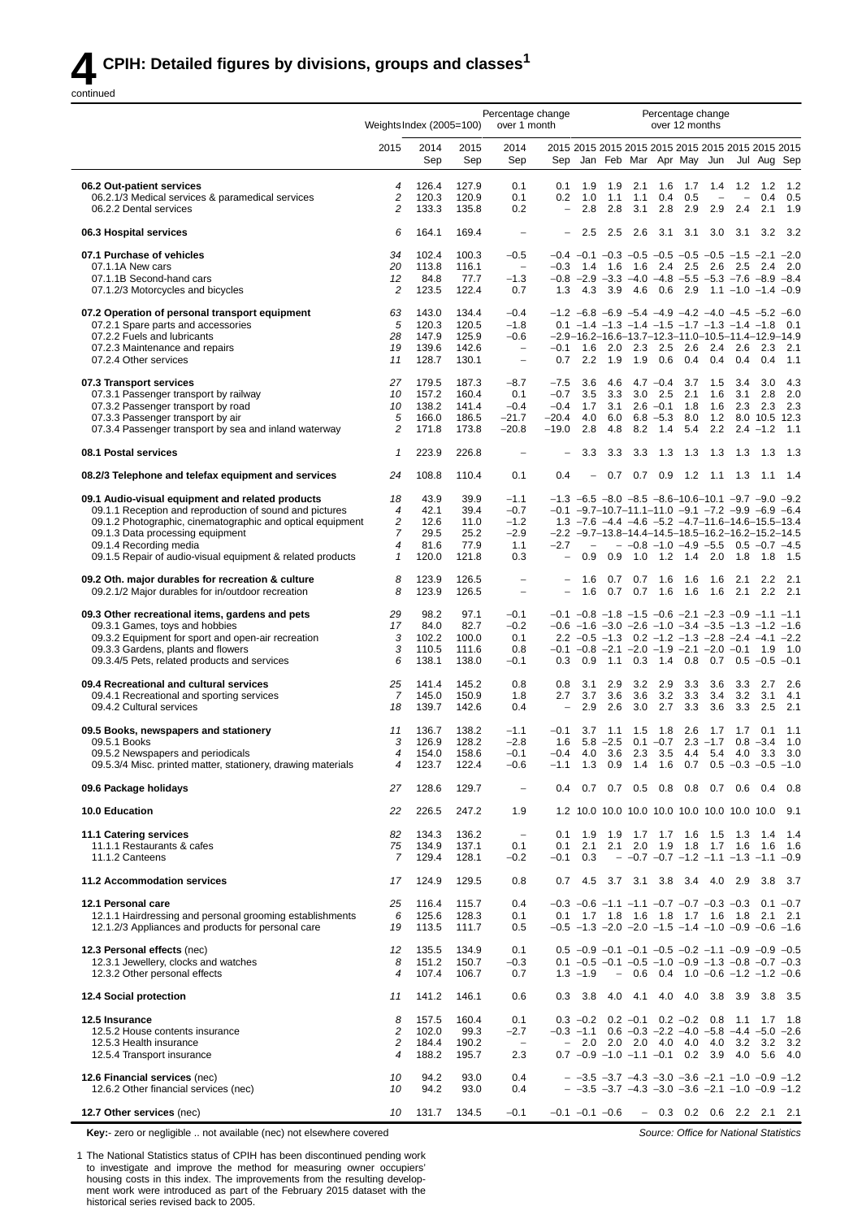# 4 CPIH: Detailed figures by divisions, groups and classes[1]

continued

| | Weights | Index (2005=100) | | Percentage change over 1 month | Percentage change over 12 months | | | | | | | | | |
|---|---|---|---|---|---|---|---|---|---|---|---|---|---|---|
| | 2015 | 2014 Sep | 2015 Sep | 2014 Sep | 2015 Sep | 2015 Jan | 2015 Feb | 2015 Mar | 2015 Apr | 2015 May | 2015 Jun | 2015 Jul | 2015 Aug | 2015 Sep |
| **06.2 Out-patient services** | 4 | 126.4 | 127.9 | 0.1 | 0.1 | 1.9 | 1.9 | 2.1 | 1.6 | 1.7 | 1.4 | 1.2 | 1.2 | 1.2 |
| 06.2.1/3 Medical services & paramedical services | 2 | 120.3 | 120.9 | 0.1 | 0.2 | 1.0 | 1.1 | 1.1 | 0.4 | 0.5 | – | – | 0.4 | 0.5 |
| 06.2.2 Dental services | 2 | 133.3 | 135.8 | 0.2 | – | 2.8 | 2.8 | 3.1 | 2.8 | 2.9 | 2.9 | 2.4 | 2.1 | 1.9 |
| **06.3 Hospital services** | 6 | 164.1 | 169.4 | – | – | 2.5 | 2.5 | 2.6 | 3.1 | 3.1 | 3.0 | 3.1 | 3.2 | 3.2 |
| **07.1 Purchase of vehicles** | 34 | 102.4 | 100.3 | –0.5 | –0.4 | –0.1 | –0.3 | –0.5 | –0.5 | –0.5 | –0.5 | –1.5 | –2.1 | –2.0 |
| 07.1.1A New cars | 20 | 113.8 | 116.1 | – | –0.3 | 1.4 | 1.6 | 1.6 | 2.4 | 2.5 | 2.6 | 2.5 | 2.4 | 2.0 |
| 07.1.1B Second-hand cars | 12 | 84.8 | 77.7 | –1.3 | –0.8 | –2.9 | –3.3 | –4.0 | –4.8 | –5.5 | –5.3 | –7.6 | –8.9 | –8.4 |
| 07.1.2/3 Motorcycles and bicycles | 2 | 123.5 | 122.4 | 0.7 | 1.3 | 4.3 | 3.9 | 4.6 | 0.6 | 2.9 | 1.1 | –1.0 | –1.4 | –0.9 |
| **07.2 Operation of personal transport equipment** | 63 | 143.0 | 134.4 | –0.4 | –1.2 | –6.8 | –6.9 | –5.4 | –4.9 | –4.2 | –4.0 | –4.5 | –5.2 | –6.0 |
| 07.2.1 Spare parts and accessories | 5 | 120.3 | 120.5 | –1.8 | 0.1 | –1.4 | –1.3 | –1.4 | –1.5 | –1.7 | –1.3 | –1.4 | –1.8 | 0.1 |
| 07.2.2 Fuels and lubricants | 28 | 147.9 | 125.9 | –0.6 | –2.9 | –16.2 | –16.6 | –13.7 | –12.3 | –11.0 | –10.5 | –11.4 | –12.9 | –14.9 |
| 07.2.3 Maintenance and repairs | 19 | 139.6 | 142.6 | – | –0.1 | 1.6 | 2.0 | 2.3 | 2.5 | 2.6 | 2.4 | 2.6 | 2.3 | 2.1 |
| 07.2.4 Other services | 11 | 128.7 | 130.1 | – | 0.7 | 2.2 | 1.9 | 1.9 | 0.6 | 0.4 | 0.4 | 0.4 | 0.4 | 1.1 |
| **07.3 Transport services** | 27 | 179.5 | 187.3 | –8.7 | –7.5 | 3.6 | 4.6 | 4.7 | –0.4 | 3.7 | 1.5 | 3.4 | 3.0 | 4.3 |
| 07.3.1 Passenger transport by railway | 10 | 157.2 | 160.4 | 0.1 | –0.7 | 3.5 | 3.3 | 3.0 | 2.5 | 2.1 | 1.6 | 3.1 | 2.8 | 2.0 |
| 07.3.2 Passenger transport by road | 10 | 138.2 | 141.4 | –0.4 | –0.4 | 1.7 | 3.1 | 2.6 | –0.1 | 1.8 | 1.6 | 2.3 | 2.3 | 2.3 |
| 07.3.3 Passenger transport by air | 5 | 166.0 | 186.5 | –21.7 | –20.4 | 4.0 | 6.0 | 6.8 | –5.3 | 8.0 | 1.2 | 8.0 | 10.5 | 12.3 |
| 07.3.4 Passenger transport by sea and inland waterway | 2 | 171.8 | 173.8 | –20.8 | –19.0 | 2.8 | 4.8 | 8.2 | 1.4 | 5.4 | 2.2 | 2.4 | –1.2 | 1.1 |
| **08.1 Postal services** | 1 | 223.9 | 226.8 | – | – | 3.3 | 3.3 | 3.3 | 1.3 | 1.3 | 1.3 | 1.3 | 1.3 | 1.3 |
| **08.2/3 Telephone and telefax equipment and services** | 24 | 108.8 | 110.4 | 0.1 | 0.4 | – | 0.7 | 0.7 | 0.9 | 1.2 | 1.1 | 1.3 | 1.1 | 1.4 |
| **09.1 Audio-visual equipment and related products** | 18 | 43.9 | 39.9 | –1.1 | –1.3 | –6.5 | –8.0 | –8.5 | –8.6 | –10.6 | –10.1 | –9.7 | –9.0 | –9.2 |
| 09.1.1 Reception and reproduction of sound and pictures | 4 | 42.1 | 39.4 | –0.7 | –0.1 | –9.7 | –10.7 | –11.1 | –11.0 | –9.1 | –7.2 | –9.9 | –6.9 | –6.4 |
| 09.1.2 Photographic, cinematographic and optical equipment | 2 | 12.6 | 11.0 | –1.2 | 1.3 | –7.6 | –4.4 | –4.6 | –5.2 | –4.7 | –11.6 | –14.6 | –15.5 | –13.4 |
| 09.1.3 Data processing equipment | 7 | 29.5 | 25.2 | –2.9 | –2.2 | –9.7 | –13.8 | –14.4 | –14.5 | –18.5 | –16.2 | –15.2 | –14.5 | |
| 09.1.4 Recording media | 4 | 81.6 | 77.9 | 1.1 | –2.7 | – | – | –0.8 | –1.0 | –4.9 | –5.5 | 0.5 | –0.7 | –4.5 |
| 09.1.5 Repair of audio-visual equipment & related products | 1 | 120.0 | 121.8 | 0.3 | – | 0.9 | 0.9 | 1.0 | 1.2 | 1.4 | 2.0 | 1.8 | 1.8 | 1.5 |
| **09.2 Oth. major durables for recreation & culture** | 8 | 123.9 | 126.5 | – | – | 1.6 | 0.7 | 0.7 | 1.6 | 1.6 | 1.6 | 2.1 | 2.2 | 2.1 |
| 09.2.1/2 Major durables for in/outdoor recreation | 8 | 123.9 | 126.5 | – | – | 1.6 | 0.7 | 0.7 | 1.6 | 1.6 | 1.6 | 2.1 | 2.2 | 2.1 |
| **09.3 Other recreational items, gardens and pets** | 29 | 98.2 | 97.1 | –0.1 | –0.1 | –0.8 | –1.8 | –1.5 | –0.6 | –2.1 | –2.3 | –0.9 | –1.1 | –1.1 |
| 09.3.1 Games, toys and hobbies | 17 | 84.0 | 82.7 | –0.2 | –0.6 | –1.6 | –3.0 | –2.6 | –1.0 | –3.4 | –3.5 | –1.3 | –1.2 | –1.6 |
| 09.3.2 Equipment for sport and open-air recreation | 3 | 102.2 | 100.0 | 0.1 | 2.2 | –0.5 | –1.3 | 0.2 | –1.2 | –1.3 | –2.8 | –2.4 | –4.1 | –2.2 |
| 09.3.3 Gardens, plants and flowers | 3 | 110.5 | 111.6 | 0.8 | –0.1 | –0.8 | –2.1 | –2.0 | –1.9 | –2.1 | –2.0 | –0.1 | 1.9 | 1.0 |
| 09.3.4/5 Pets, related products and services | 6 | 138.1 | 138.0 | –0.1 | 0.3 | 0.9 | 1.1 | 0.3 | 1.4 | 0.8 | 0.7 | 0.5 | –0.5 | –0.1 |
| **09.4 Recreational and cultural services** | 25 | 141.4 | 145.2 | 0.8 | 0.8 | 3.1 | 2.9 | 3.2 | 2.9 | 3.3 | 3.6 | 3.3 | 2.7 | 2.6 |
| 09.4.1 Recreational and sporting services | 7 | 145.0 | 150.9 | 1.8 | 2.7 | 3.7 | 3.6 | 3.6 | 3.2 | 3.3 | 3.4 | 3.2 | 3.1 | 4.1 |
| 09.4.2 Cultural services | 18 | 139.7 | 142.6 | 0.4 | – | 2.9 | 2.6 | 3.0 | 2.7 | 3.3 | 3.6 | 3.3 | 2.5 | 2.1 |
| **09.5 Books, newspapers and stationery** | 11 | 136.7 | 138.2 | –1.1 | –0.1 | 3.7 | 1.1 | 1.5 | 1.8 | 2.6 | 1.7 | 1.7 | 0.1 | 1.1 |
| 09.5.1 Books | 3 | 126.9 | 128.2 | –2.8 | 1.6 | 5.8 | –2.5 | 0.1 | –0.7 | 2.3 | –1.7 | 0.8 | –3.4 | 1.0 |
| 09.5.2 Newspapers and periodicals | 4 | 154.0 | 158.6 | –0.1 | –0.4 | 4.0 | 3.6 | 2.3 | 3.5 | 4.4 | 5.4 | 4.0 | 3.3 | 3.0 |
| 09.5.3/4 Misc. printed matter, stationery, drawing materials | 4 | 123.7 | 122.4 | –0.6 | –1.1 | 1.3 | 0.9 | 1.4 | 1.6 | 0.7 | 0.5 | –0.3 | –0.5 | –1.0 |
| **09.6 Package holidays** | 27 | 128.6 | 129.7 | – | 0.4 | 0.7 | 0.7 | 0.5 | 0.8 | 0.8 | 0.7 | 0.6 | 0.4 | 0.8 |
| **10.0 Education** | 22 | 226.5 | 247.2 | 1.9 | 1.2 | 10.0 | 10.0 | 10.0 | 10.0 | 10.0 | 10.0 | 10.0 | 10.0 | 9.1 |
| **11.1 Catering services** | 82 | 134.3 | 136.2 | – | 0.1 | 1.9 | 1.9 | 1.7 | 1.7 | 1.6 | 1.5 | 1.3 | 1.4 | 1.4 |
| 11.1.1 Restaurants & cafes | 75 | 134.9 | 137.1 | 0.1 | 0.1 | 2.1 | 2.1 | 2.0 | 1.9 | 1.8 | 1.7 | 1.6 | 1.6 | 1.6 |
| 11.1.2 Canteens | 7 | 129.4 | 128.1 | –0.2 | –0.1 | 0.3 | – | –0.7 | –0.7 | –1.2 | –1.1 | –1.3 | –1.1 | –0.9 |
| **11.2 Accommodation services** | 17 | 124.9 | 129.5 | 0.8 | 0.7 | 4.5 | 3.7 | 3.1 | 3.8 | 3.4 | 4.0 | 2.9 | 3.8 | 3.7 |
| **12.1 Personal care** | 25 | 116.4 | 115.7 | 0.4 | –0.3 | –0.6 | –1.1 | –1.1 | –0.7 | –0.7 | –0.3 | –0.3 | 0.1 | –0.7 |
| 12.1.1 Hairdressing and personal grooming establishments | 6 | 125.6 | 128.3 | 0.1 | 0.1 | 1.7 | 1.8 | 1.6 | 1.8 | 1.7 | 1.6 | 1.8 | 2.1 | 2.1 |
| 12.1.2/3 Appliances and products for personal care | 19 | 113.5 | 111.7 | 0.5 | –0.5 | –1.3 | –2.0 | –2.0 | –1.5 | –1.4 | –1.0 | –0.9 | –0.6 | –1.6 |
| **12.3 Personal effects** (nec) | 12 | 135.5 | 134.9 | 0.1 | 0.5 | –0.9 | –0.1 | –0.1 | –0.5 | –0.2 | –1.1 | –0.9 | –0.9 | –0.5 |
| 12.3.1 Jewellery, clocks and watches | 8 | 151.2 | 150.7 | –0.3 | 0.1 | –0.5 | –0.1 | –0.5 | –1.0 | –0.9 | –1.3 | –0.8 | –0.7 | –0.3 |
| 12.3.2 Other personal effects | 4 | 107.4 | 106.7 | 0.7 | 1.3 | –1.9 | – | 0.6 | 0.4 | 1.0 | –0.6 | –1.2 | –1.2 | –0.6 |
| **12.4 Social protection** | 11 | 141.2 | 146.1 | 0.6 | 0.3 | 3.8 | 4.0 | 4.1 | 4.0 | 4.0 | 3.8 | 3.9 | 3.8 | 3.5 |
| **12.5 Insurance** | 8 | 157.5 | 160.4 | 0.1 | 0.3 | –0.2 | 0.2 | –0.1 | 0.2 | –0.2 | 0.8 | 1.1 | 1.7 | 1.8 |
| 12.5.2 House contents insurance | 2 | 102.0 | 99.3 | –2.7 | –0.3 | –1.1 | 0.6 | –0.3 | –2.2 | –4.0 | –5.8 | –4.4 | –5.0 | –2.6 |
| 12.5.3 Health insurance | 2 | 184.4 | 190.2 | – | – | 2.0 | 2.0 | 2.0 | 4.0 | 4.0 | 4.0 | 3.2 | 3.2 | 3.2 |
| 12.5.4 Transport insurance | 4 | 188.2 | 195.7 | 2.3 | 0.7 | –0.9 | –1.0 | –1.1 | –0.1 | 0.2 | 3.9 | 4.0 | 5.6 | 4.0 |
| **12.6 Financial services** (nec) | 10 | 94.2 | 93.0 | 0.4 | – | –3.5 | –3.7 | –4.3 | –3.0 | –3.6 | –2.1 | –1.0 | –0.9 | –1.2 |
| 12.6.2 Other financial services (nec) | 10 | 94.2 | 93.0 | 0.4 | – | –3.5 | –3.7 | –4.3 | –3.0 | –3.6 | –2.1 | –1.0 | –0.9 | –1.2 |
| **12.7 Other services** (nec) | 10 | 131.7 | 134.5 | –0.1 | –0.1 | –0.1 | –0.6 | – | 0.3 | 0.2 | 0.6 | 2.2 | 2.1 | 2.1 |

**Key:**- zero or negligible .. not available (nec) not elsewhere covered

*Source: Office for National Statistics*

1 The National Statistics status of CPIH has been discontinued pending work to investigate and improve the method for measuring owner occupiers' housing costs in this index. The improvements from the resulting development work were introduced as part of the February 2015 dataset with the historical series revised back to 2005.